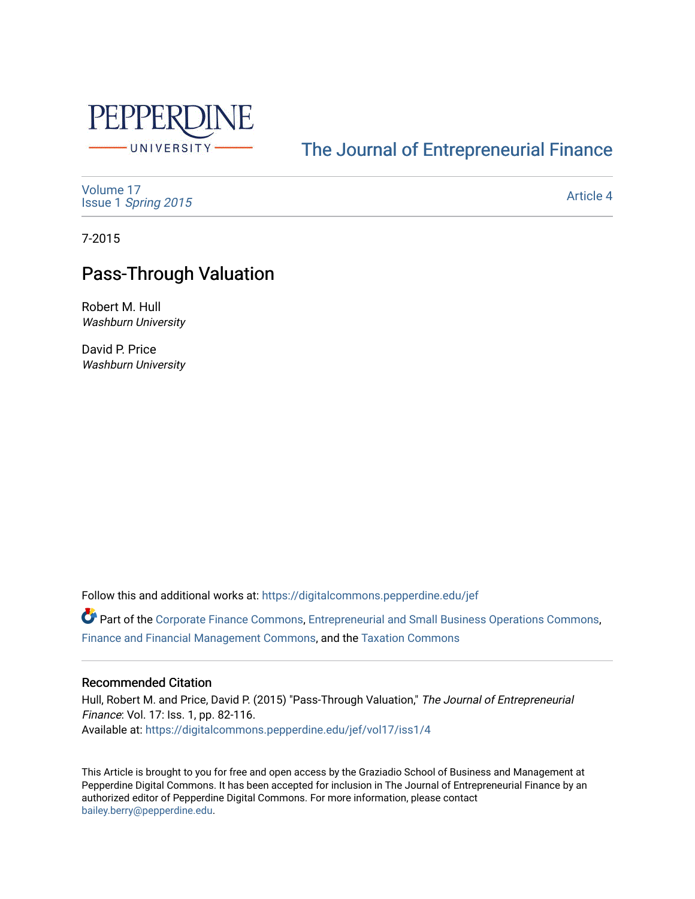PEPPERDINE UNIVERSITY

The Journal of Entrepreneurial Finance

Volume 17
Issue 1 *Spring 2015*

Article 4

7-2015

# Pass-Through Valuation

Robert M. Hull
*Washburn University*

David P. Price
*Washburn University*

Follow this and additional works at: https://digitalcommons.pepperdine.edu/jef

Part of the Corporate Finance Commons, Entrepreneurial and Small Business Operations Commons, Finance and Financial Management Commons, and the Taxation Commons

### Recommended Citation

Hull, Robert M. and Price, David P. (2015) "Pass-Through Valuation," *The Journal of Entrepreneurial Finance*: Vol. 17: Iss. 1, pp. 82-116.
Available at: https://digitalcommons.pepperdine.edu/jef/vol17/iss1/4

This Article is brought to you for free and open access by the Graziadio School of Business and Management at Pepperdine Digital Commons. It has been accepted for inclusion in The Journal of Entrepreneurial Finance by an authorized editor of Pepperdine Digital Commons. For more information, please contact bailey.berry@pepperdine.edu.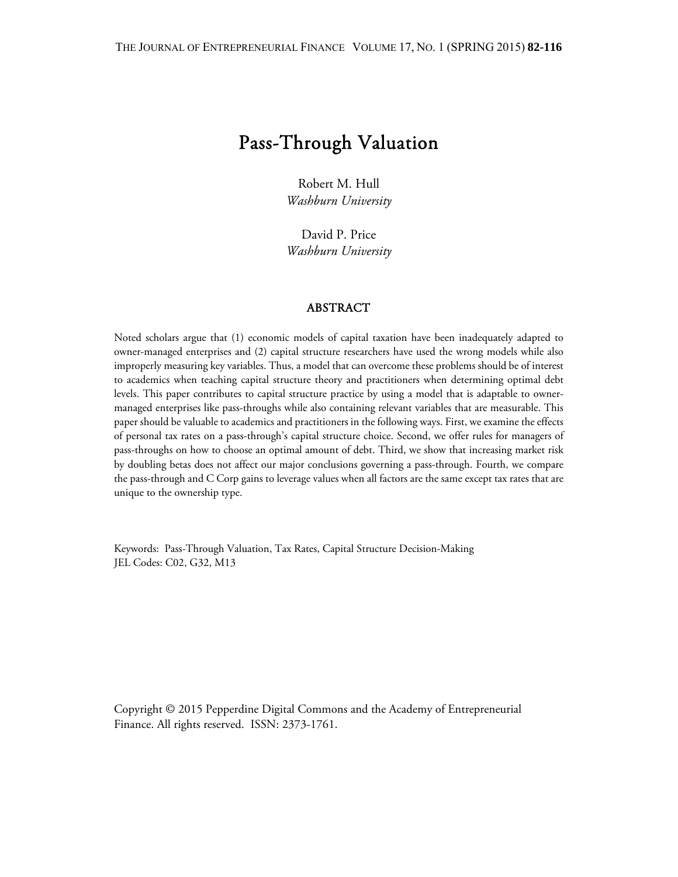# Pass-Through Valuation

Robert M. Hull
*Washburn University*

David P. Price
*Washburn University*

## ABSTRACT

Noted scholars argue that (1) economic models of capital taxation have been inadequately adapted to owner-managed enterprises and (2) capital structure researchers have used the wrong models while also improperly measuring key variables. Thus, a model that can overcome these problems should be of interest to academics when teaching capital structure theory and practitioners when determining optimal debt levels. This paper contributes to capital structure practice by using a model that is adaptable to owner-managed enterprises like pass-throughs while also containing relevant variables that are measurable. This paper should be valuable to academics and practitioners in the following ways. First, we examine the effects of personal tax rates on a pass-through's capital structure choice. Second, we offer rules for managers of pass-throughs on how to choose an optimal amount of debt. Third, we show that increasing market risk by doubling betas does not affect our major conclusions governing a pass-through. Fourth, we compare the pass-through and C Corp gains to leverage values when all factors are the same except tax rates that are unique to the ownership type.

Keywords: Pass-Through Valuation, Tax Rates, Capital Structure Decision-Making
JEL Codes: C02, G32, M13

Copyright © 2015 Pepperdine Digital Commons and the Academy of Entrepreneurial Finance. All rights reserved. ISSN: 2373-1761.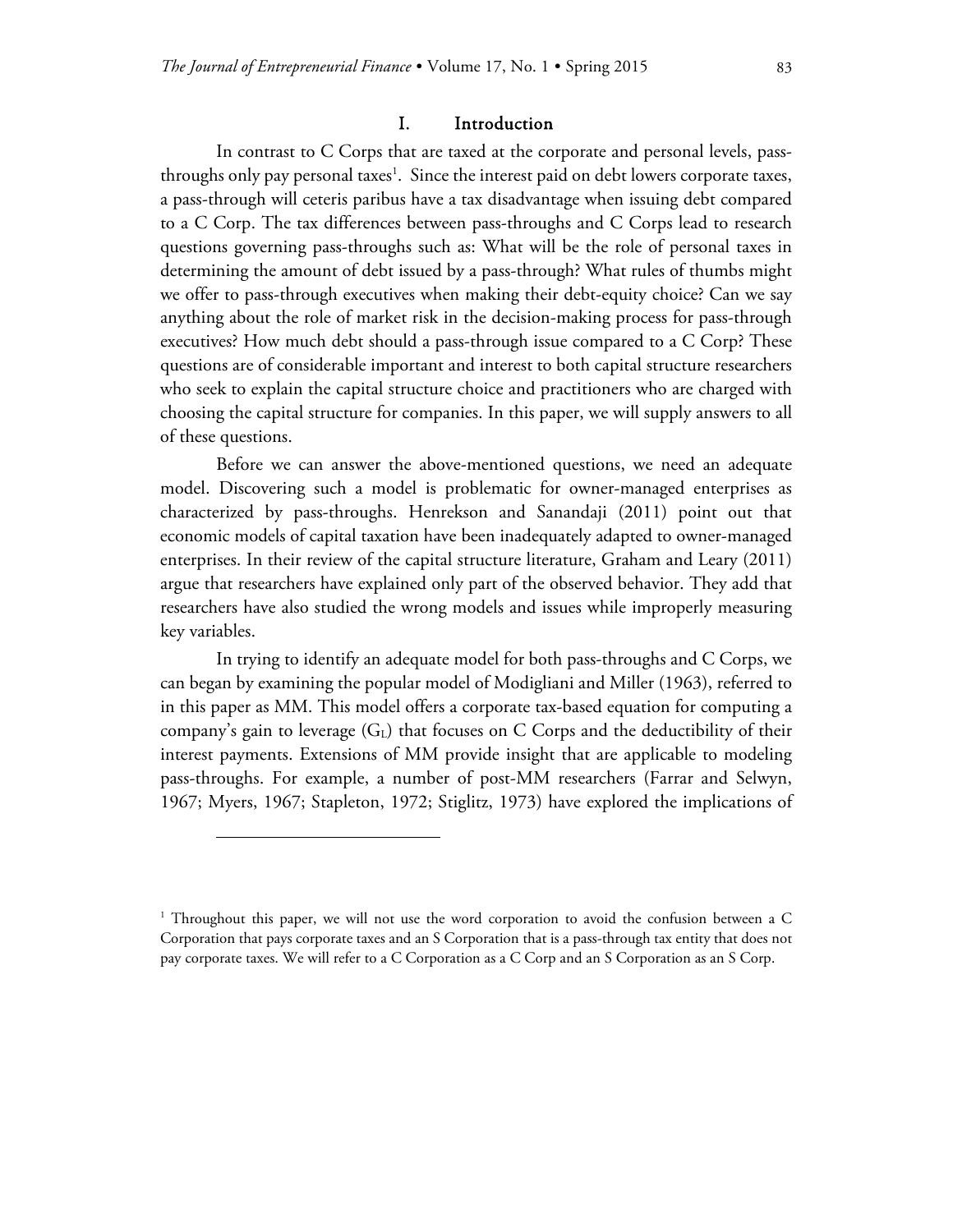## I. Introduction

In contrast to C Corps that are taxed at the corporate and personal levels, pass-throughs only pay personal taxes[1]. Since the interest paid on debt lowers corporate taxes, a pass-through will ceteris paribus have a tax disadvantage when issuing debt compared to a C Corp. The tax differences between pass-throughs and C Corps lead to research questions governing pass-throughs such as: What will be the role of personal taxes in determining the amount of debt issued by a pass-through? What rules of thumbs might we offer to pass-through executives when making their debt-equity choice? Can we say anything about the role of market risk in the decision-making process for pass-through executives? How much debt should a pass-through issue compared to a C Corp? These questions are of considerable important and interest to both capital structure researchers who seek to explain the capital structure choice and practitioners who are charged with choosing the capital structure for companies. In this paper, we will supply answers to all of these questions.

Before we can answer the above-mentioned questions, we need an adequate model. Discovering such a model is problematic for owner-managed enterprises as characterized by pass-throughs. Henrekson and Sanandaji (2011) point out that economic models of capital taxation have been inadequately adapted to owner-managed enterprises. In their review of the capital structure literature, Graham and Leary (2011) argue that researchers have explained only part of the observed behavior. They add that researchers have also studied the wrong models and issues while improperly measuring key variables.

In trying to identify an adequate model for both pass-throughs and C Corps, we can began by examining the popular model of Modigliani and Miller (1963), referred to in this paper as MM. This model offers a corporate tax-based equation for computing a company's gain to leverage ($G_L$) that focuses on C Corps and the deductibility of their interest payments. Extensions of MM provide insight that are applicable to modeling pass-throughs. For example, a number of post-MM researchers (Farrar and Selwyn, 1967; Myers, 1967; Stapleton, 1972; Stiglitz, 1973) have explored the implications of

[1] Throughout this paper, we will not use the word corporation to avoid the confusion between a C Corporation that pays corporate taxes and an S Corporation that is a pass-through tax entity that does not pay corporate taxes. We will refer to a C Corporation as a C Corp and an S Corporation as an S Corp.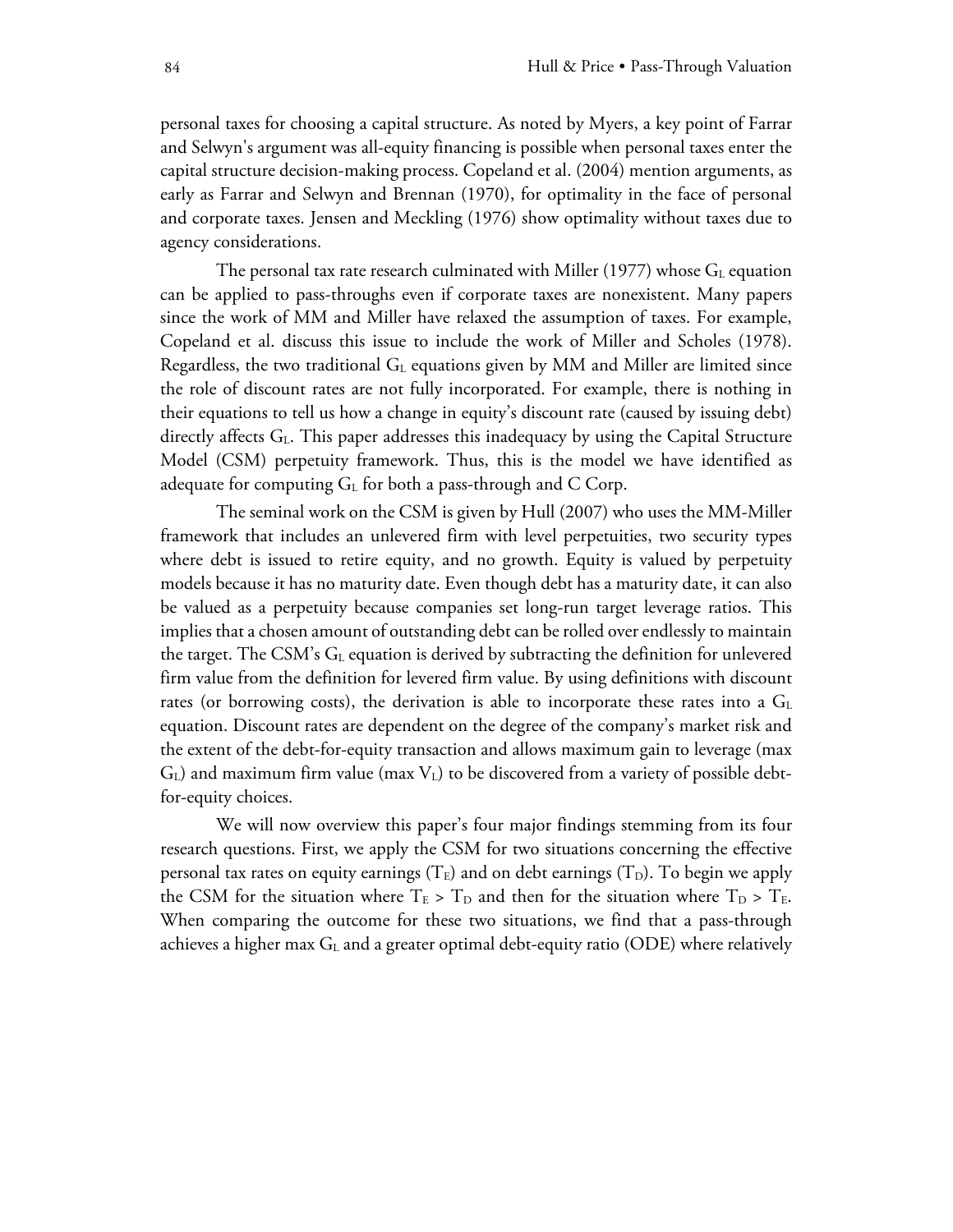personal taxes for choosing a capital structure. As noted by Myers, a key point of Farrar and Selwyn's argument was all-equity financing is possible when personal taxes enter the capital structure decision-making process. Copeland et al. (2004) mention arguments, as early as Farrar and Selwyn and Brennan (1970), for optimality in the face of personal and corporate taxes. Jensen and Meckling (1976) show optimality without taxes due to agency considerations.

The personal tax rate research culminated with Miller (1977) whose $G_L$ equation can be applied to pass-throughs even if corporate taxes are nonexistent. Many papers since the work of MM and Miller have relaxed the assumption of taxes. For example, Copeland et al. discuss this issue to include the work of Miller and Scholes (1978). Regardless, the two traditional $G_L$ equations given by MM and Miller are limited since the role of discount rates are not fully incorporated. For example, there is nothing in their equations to tell us how a change in equity's discount rate (caused by issuing debt) directly affects $G_L$. This paper addresses this inadequacy by using the Capital Structure Model (CSM) perpetuity framework. Thus, this is the model we have identified as adequate for computing $G_L$ for both a pass-through and C Corp.

The seminal work on the CSM is given by Hull (2007) who uses the MM-Miller framework that includes an unlevered firm with level perpetuities, two security types where debt is issued to retire equity, and no growth. Equity is valued by perpetuity models because it has no maturity date. Even though debt has a maturity date, it can also be valued as a perpetuity because companies set long-run target leverage ratios. This implies that a chosen amount of outstanding debt can be rolled over endlessly to maintain the target. The CSM's $G_L$ equation is derived by subtracting the definition for unlevered firm value from the definition for levered firm value. By using definitions with discount rates (or borrowing costs), the derivation is able to incorporate these rates into a $G_L$ equation. Discount rates are dependent on the degree of the company's market risk and the extent of the debt-for-equity transaction and allows maximum gain to leverage (max $G_L$) and maximum firm value (max $V_L$) to be discovered from a variety of possible debt-for-equity choices.

We will now overview this paper's four major findings stemming from its four research questions. First, we apply the CSM for two situations concerning the effective personal tax rates on equity earnings ($T_E$) and on debt earnings ($T_D$). To begin we apply the CSM for the situation where $T_E > T_D$ and then for the situation where $T_D > T_E$. When comparing the outcome for these two situations, we find that a pass-through achieves a higher max $G_L$ and a greater optimal debt-equity ratio (ODE) where relatively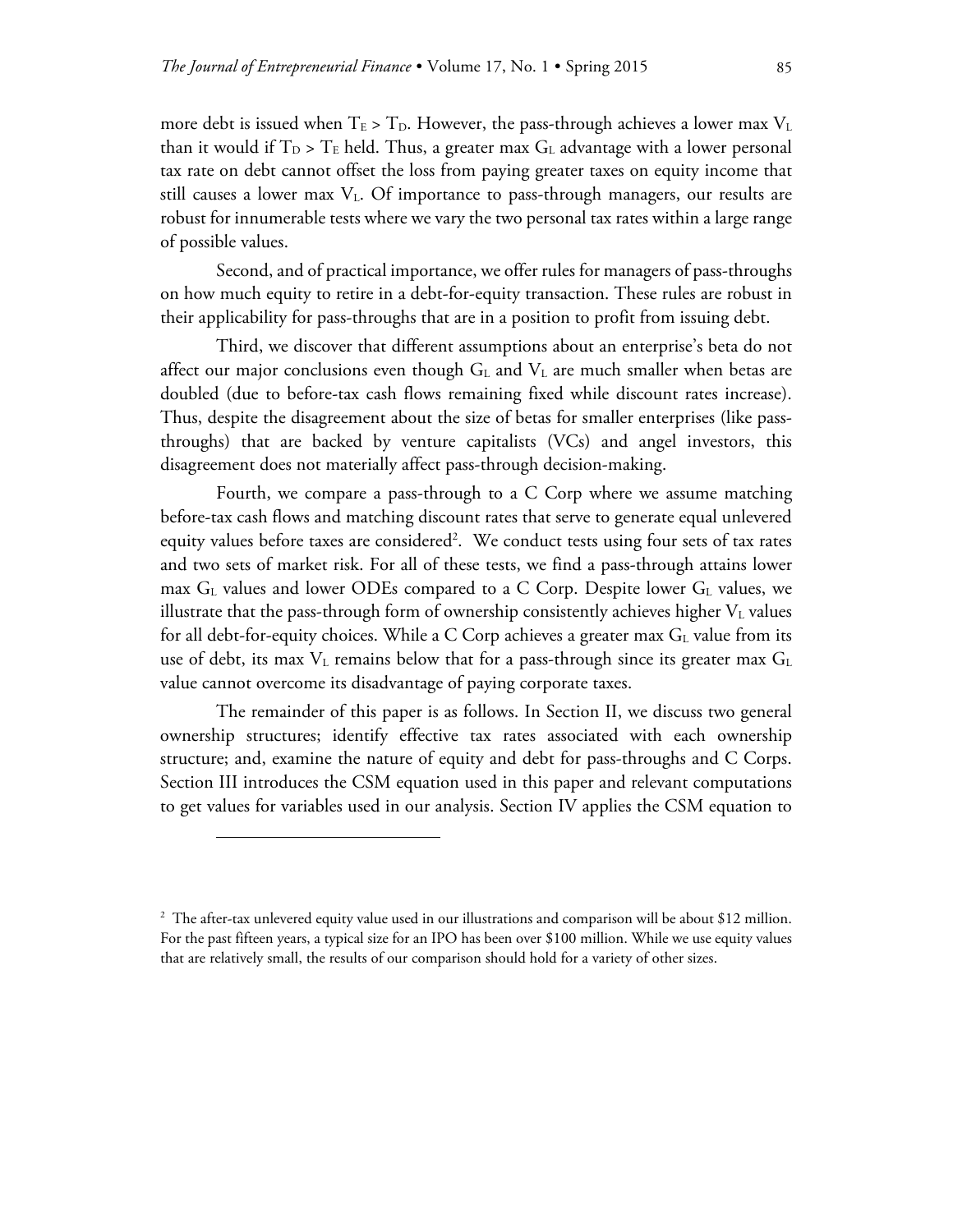more debt is issued when $T_E > T_D$. However, the pass-through achieves a lower max $V_L$ than it would if $T_D > T_E$ held. Thus, a greater max $G_L$ advantage with a lower personal tax rate on debt cannot offset the loss from paying greater taxes on equity income that still causes a lower max $V_L$. Of importance to pass-through managers, our results are robust for innumerable tests where we vary the two personal tax rates within a large range of possible values.

Second, and of practical importance, we offer rules for managers of pass-throughs on how much equity to retire in a debt-for-equity transaction. These rules are robust in their applicability for pass-throughs that are in a position to profit from issuing debt.

Third, we discover that different assumptions about an enterprise's beta do not affect our major conclusions even though $G_L$ and $V_L$ are much smaller when betas are doubled (due to before-tax cash flows remaining fixed while discount rates increase). Thus, despite the disagreement about the size of betas for smaller enterprises (like pass-throughs) that are backed by venture capitalists (VCs) and angel investors, this disagreement does not materially affect pass-through decision-making.

Fourth, we compare a pass-through to a C Corp where we assume matching before-tax cash flows and matching discount rates that serve to generate equal unlevered equity values before taxes are considered[2]. We conduct tests using four sets of tax rates and two sets of market risk. For all of these tests, we find a pass-through attains lower max $G_L$ values and lower ODEs compared to a C Corp. Despite lower $G_L$ values, we illustrate that the pass-through form of ownership consistently achieves higher $V_L$ values for all debt-for-equity choices. While a C Corp achieves a greater max $G_L$ value from its use of debt, its max $V_L$ remains below that for a pass-through since its greater max $G_L$ value cannot overcome its disadvantage of paying corporate taxes.

The remainder of this paper is as follows. In Section II, we discuss two general ownership structures; identify effective tax rates associated with each ownership structure; and, examine the nature of equity and debt for pass-throughs and C Corps. Section III introduces the CSM equation used in this paper and relevant computations to get values for variables used in our analysis. Section IV applies the CSM equation to

---

[2] The after-tax unlevered equity value used in our illustrations and comparison will be about \$12 million. For the past fifteen years, a typical size for an IPO has been over \$100 million. While we use equity values that are relatively small, the results of our comparison should hold for a variety of other sizes.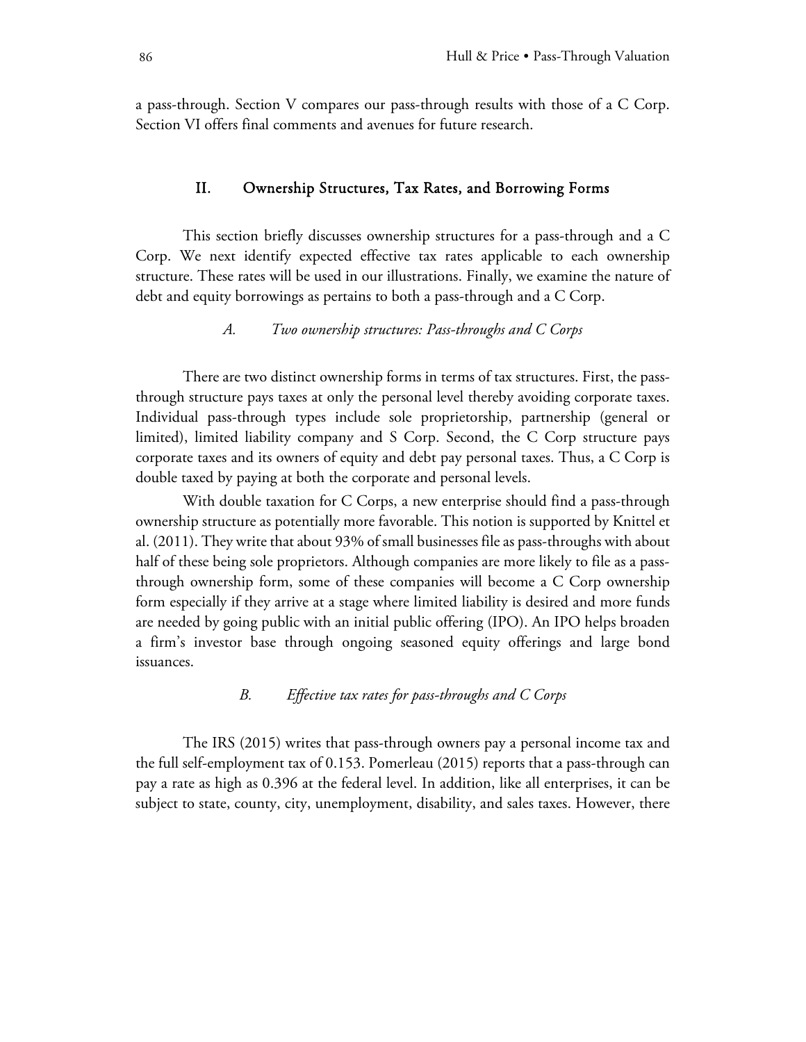a pass-through. Section V compares our pass-through results with those of a C Corp. Section VI offers final comments and avenues for future research.

## II. Ownership Structures, Tax Rates, and Borrowing Forms

This section briefly discusses ownership structures for a pass-through and a C Corp. We next identify expected effective tax rates applicable to each ownership structure. These rates will be used in our illustrations. Finally, we examine the nature of debt and equity borrowings as pertains to both a pass-through and a C Corp.

### *A. Two ownership structures: Pass-throughs and C Corps*

There are two distinct ownership forms in terms of tax structures. First, the pass-through structure pays taxes at only the personal level thereby avoiding corporate taxes. Individual pass-through types include sole proprietorship, partnership (general or limited), limited liability company and S Corp. Second, the C Corp structure pays corporate taxes and its owners of equity and debt pay personal taxes. Thus, a C Corp is double taxed by paying at both the corporate and personal levels.

With double taxation for C Corps, a new enterprise should find a pass-through ownership structure as potentially more favorable. This notion is supported by Knittel et al. (2011). They write that about 93% of small businesses file as pass-throughs with about half of these being sole proprietors. Although companies are more likely to file as a pass-through ownership form, some of these companies will become a C Corp ownership form especially if they arrive at a stage where limited liability is desired and more funds are needed by going public with an initial public offering (IPO). An IPO helps broaden a firm's investor base through ongoing seasoned equity offerings and large bond issuances.

### *B. Effective tax rates for pass-throughs and C Corps*

The IRS (2015) writes that pass-through owners pay a personal income tax and the full self-employment tax of 0.153. Pomerleau (2015) reports that a pass-through can pay a rate as high as 0.396 at the federal level. In addition, like all enterprises, it can be subject to state, county, city, unemployment, disability, and sales taxes. However, there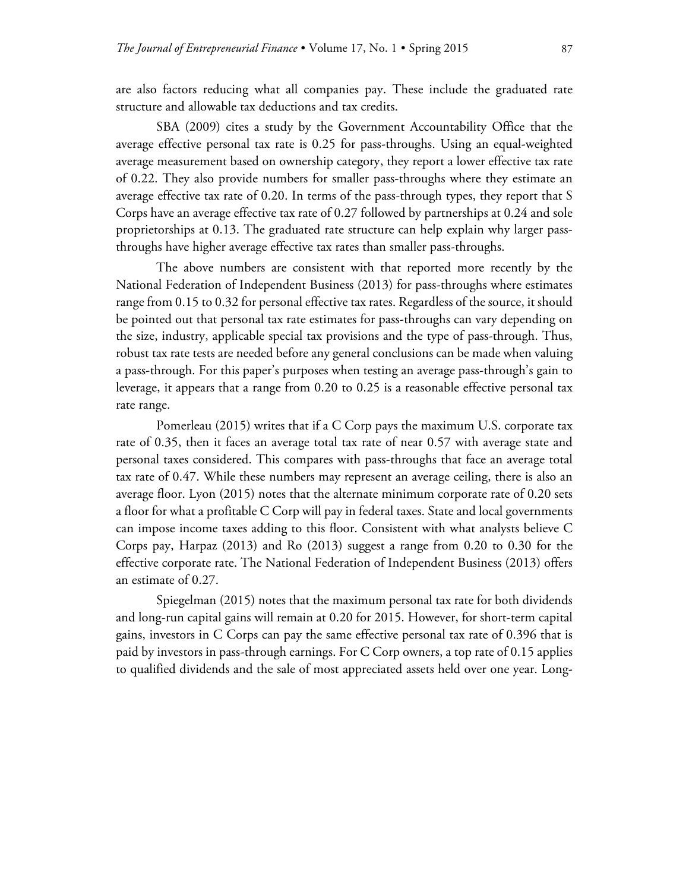are also factors reducing what all companies pay. These include the graduated rate structure and allowable tax deductions and tax credits.

SBA (2009) cites a study by the Government Accountability Office that the average effective personal tax rate is 0.25 for pass-throughs. Using an equal-weighted average measurement based on ownership category, they report a lower effective tax rate of 0.22. They also provide numbers for smaller pass-throughs where they estimate an average effective tax rate of 0.20. In terms of the pass-through types, they report that S Corps have an average effective tax rate of 0.27 followed by partnerships at 0.24 and sole proprietorships at 0.13. The graduated rate structure can help explain why larger pass-throughs have higher average effective tax rates than smaller pass-throughs.

The above numbers are consistent with that reported more recently by the National Federation of Independent Business (2013) for pass-throughs where estimates range from 0.15 to 0.32 for personal effective tax rates. Regardless of the source, it should be pointed out that personal tax rate estimates for pass-throughs can vary depending on the size, industry, applicable special tax provisions and the type of pass-through. Thus, robust tax rate tests are needed before any general conclusions can be made when valuing a pass-through. For this paper's purposes when testing an average pass-through's gain to leverage, it appears that a range from 0.20 to 0.25 is a reasonable effective personal tax rate range.

Pomerleau (2015) writes that if a C Corp pays the maximum U.S. corporate tax rate of 0.35, then it faces an average total tax rate of near 0.57 with average state and personal taxes considered. This compares with pass-throughs that face an average total tax rate of 0.47. While these numbers may represent an average ceiling, there is also an average floor. Lyon (2015) notes that the alternate minimum corporate rate of 0.20 sets a floor for what a profitable C Corp will pay in federal taxes. State and local governments can impose income taxes adding to this floor. Consistent with what analysts believe C Corps pay, Harpaz (2013) and Ro (2013) suggest a range from 0.20 to 0.30 for the effective corporate rate. The National Federation of Independent Business (2013) offers an estimate of 0.27.

Spiegelman (2015) notes that the maximum personal tax rate for both dividends and long-run capital gains will remain at 0.20 for 2015. However, for short-term capital gains, investors in C Corps can pay the same effective personal tax rate of 0.396 that is paid by investors in pass-through earnings. For C Corp owners, a top rate of 0.15 applies to qualified dividends and the sale of most appreciated assets held over one year. Long-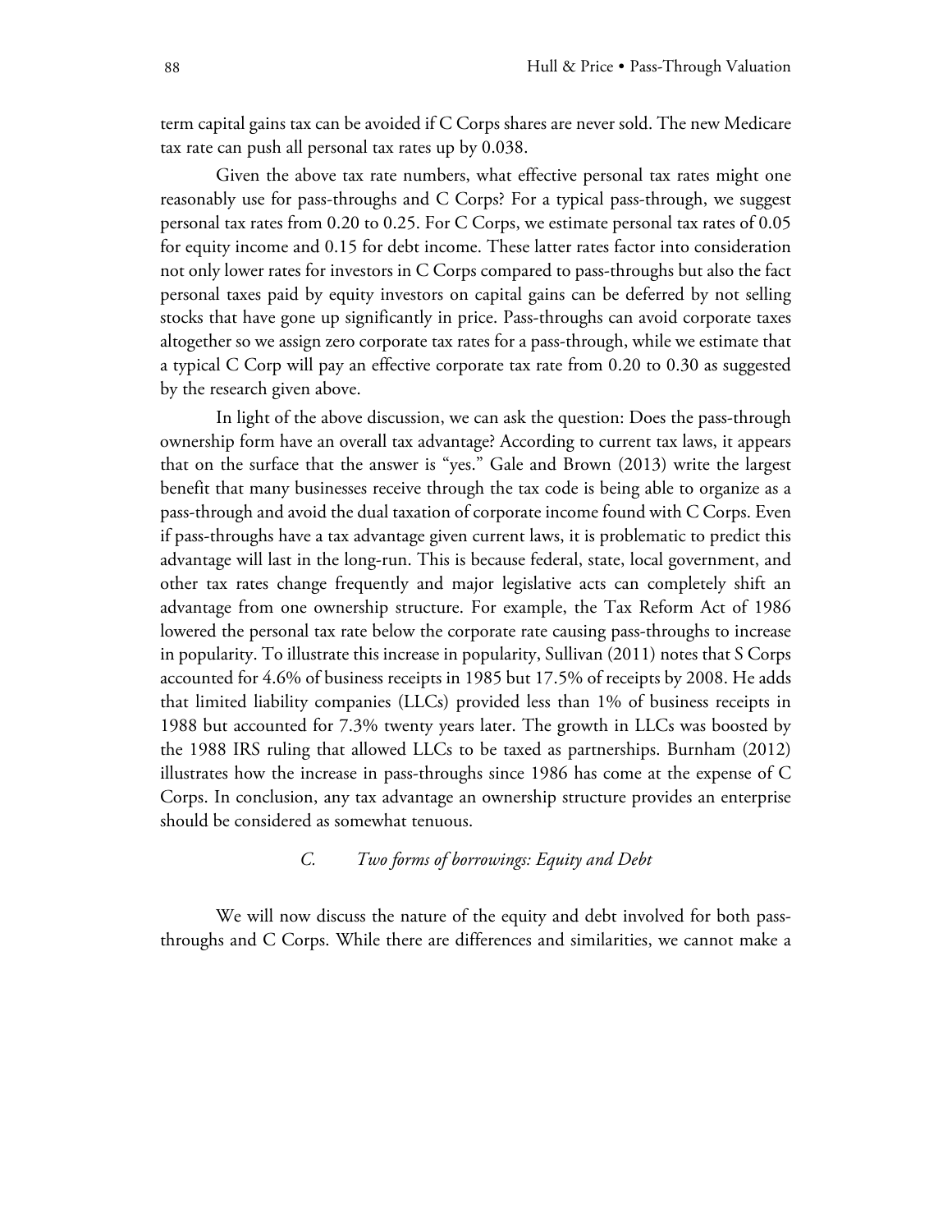term capital gains tax can be avoided if C Corps shares are never sold. The new Medicare tax rate can push all personal tax rates up by 0.038.

Given the above tax rate numbers, what effective personal tax rates might one reasonably use for pass-throughs and C Corps? For a typical pass-through, we suggest personal tax rates from 0.20 to 0.25. For C Corps, we estimate personal tax rates of 0.05 for equity income and 0.15 for debt income. These latter rates factor into consideration not only lower rates for investors in C Corps compared to pass-throughs but also the fact personal taxes paid by equity investors on capital gains can be deferred by not selling stocks that have gone up significantly in price. Pass-throughs can avoid corporate taxes altogether so we assign zero corporate tax rates for a pass-through, while we estimate that a typical C Corp will pay an effective corporate tax rate from 0.20 to 0.30 as suggested by the research given above.

In light of the above discussion, we can ask the question: Does the pass-through ownership form have an overall tax advantage? According to current tax laws, it appears that on the surface that the answer is "yes." Gale and Brown (2013) write the largest benefit that many businesses receive through the tax code is being able to organize as a pass-through and avoid the dual taxation of corporate income found with C Corps. Even if pass-throughs have a tax advantage given current laws, it is problematic to predict this advantage will last in the long-run. This is because federal, state, local government, and other tax rates change frequently and major legislative acts can completely shift an advantage from one ownership structure. For example, the Tax Reform Act of 1986 lowered the personal tax rate below the corporate rate causing pass-throughs to increase in popularity. To illustrate this increase in popularity, Sullivan (2011) notes that S Corps accounted for 4.6% of business receipts in 1985 but 17.5% of receipts by 2008. He adds that limited liability companies (LLCs) provided less than 1% of business receipts in 1988 but accounted for 7.3% twenty years later. The growth in LLCs was boosted by the 1988 IRS ruling that allowed LLCs to be taxed as partnerships. Burnham (2012) illustrates how the increase in pass-throughs since 1986 has come at the expense of C Corps. In conclusion, any tax advantage an ownership structure provides an enterprise should be considered as somewhat tenuous.

### *C. Two forms of borrowings: Equity and Debt*

We will now discuss the nature of the equity and debt involved for both pass-throughs and C Corps. While there are differences and similarities, we cannot make a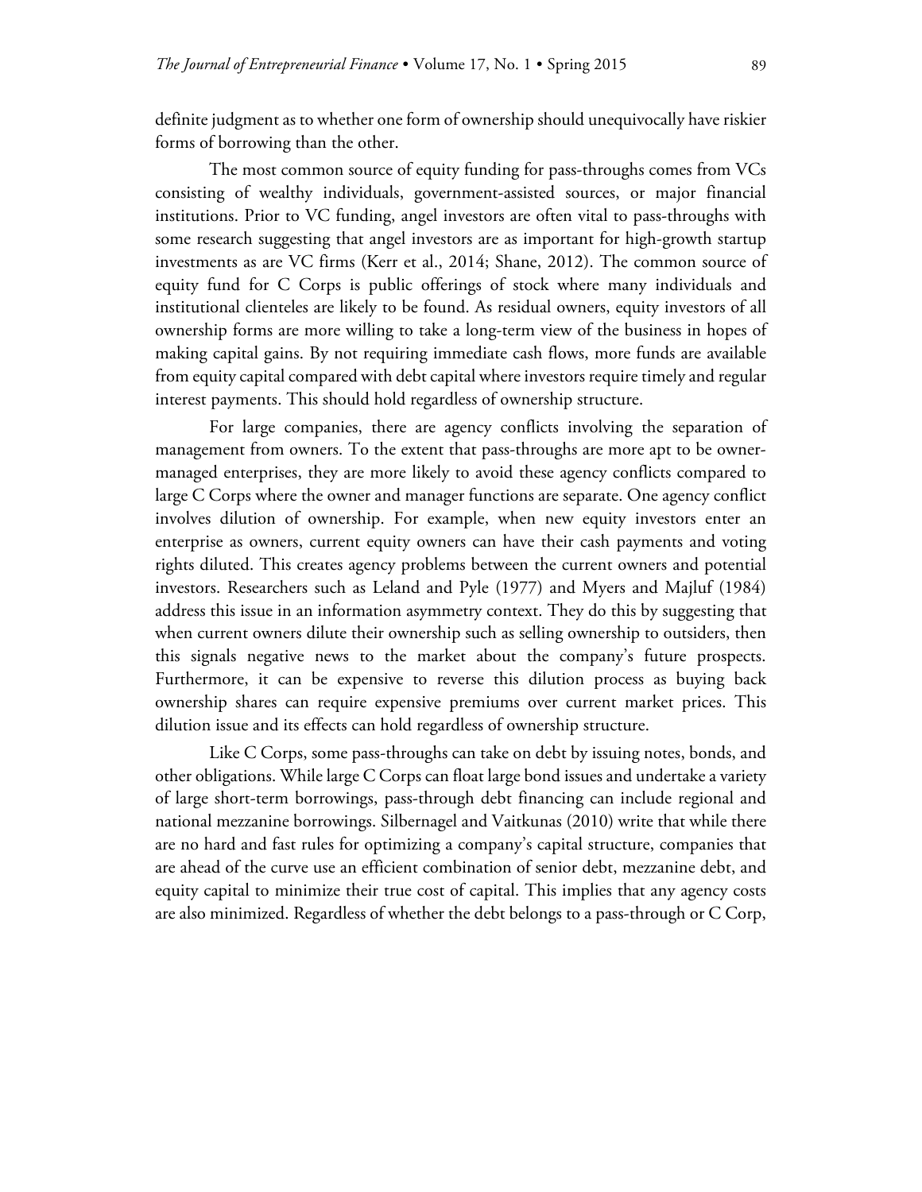definite judgment as to whether one form of ownership should unequivocally have riskier forms of borrowing than the other.

The most common source of equity funding for pass-throughs comes from VCs consisting of wealthy individuals, government-assisted sources, or major financial institutions. Prior to VC funding, angel investors are often vital to pass-throughs with some research suggesting that angel investors are as important for high-growth startup investments as are VC firms (Kerr et al., 2014; Shane, 2012). The common source of equity fund for C Corps is public offerings of stock where many individuals and institutional clienteles are likely to be found. As residual owners, equity investors of all ownership forms are more willing to take a long-term view of the business in hopes of making capital gains. By not requiring immediate cash flows, more funds are available from equity capital compared with debt capital where investors require timely and regular interest payments. This should hold regardless of ownership structure.

For large companies, there are agency conflicts involving the separation of management from owners. To the extent that pass-throughs are more apt to be owner-managed enterprises, they are more likely to avoid these agency conflicts compared to large C Corps where the owner and manager functions are separate. One agency conflict involves dilution of ownership. For example, when new equity investors enter an enterprise as owners, current equity owners can have their cash payments and voting rights diluted. This creates agency problems between the current owners and potential investors. Researchers such as Leland and Pyle (1977) and Myers and Majluf (1984) address this issue in an information asymmetry context. They do this by suggesting that when current owners dilute their ownership such as selling ownership to outsiders, then this signals negative news to the market about the company's future prospects. Furthermore, it can be expensive to reverse this dilution process as buying back ownership shares can require expensive premiums over current market prices. This dilution issue and its effects can hold regardless of ownership structure.

Like C Corps, some pass-throughs can take on debt by issuing notes, bonds, and other obligations. While large C Corps can float large bond issues and undertake a variety of large short-term borrowings, pass-through debt financing can include regional and national mezzanine borrowings. Silbernagel and Vaitkunas (2010) write that while there are no hard and fast rules for optimizing a company's capital structure, companies that are ahead of the curve use an efficient combination of senior debt, mezzanine debt, and equity capital to minimize their true cost of capital. This implies that any agency costs are also minimized. Regardless of whether the debt belongs to a pass-through or C Corp,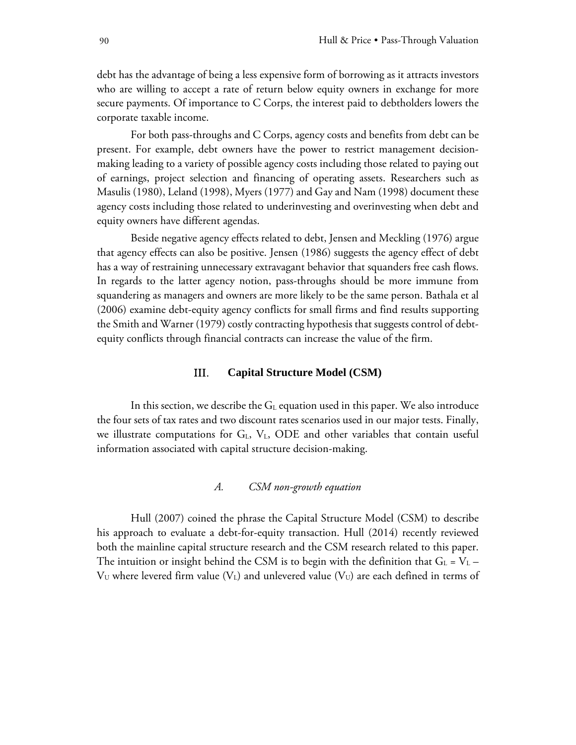debt has the advantage of being a less expensive form of borrowing as it attracts investors who are willing to accept a rate of return below equity owners in exchange for more secure payments. Of importance to C Corps, the interest paid to debtholders lowers the corporate taxable income.

For both pass-throughs and C Corps, agency costs and benefits from debt can be present. For example, debt owners have the power to restrict management decision-making leading to a variety of possible agency costs including those related to paying out of earnings, project selection and financing of operating assets. Researchers such as Masulis (1980), Leland (1998), Myers (1977) and Gay and Nam (1998) document these agency costs including those related to underinvesting and overinvesting when debt and equity owners have different agendas.

Beside negative agency effects related to debt, Jensen and Meckling (1976) argue that agency effects can also be positive. Jensen (1986) suggests the agency effect of debt has a way of restraining unnecessary extravagant behavior that squanders free cash flows. In regards to the latter agency notion, pass-throughs should be more immune from squandering as managers and owners are more likely to be the same person. Bathala et al (2006) examine debt-equity agency conflicts for small firms and find results supporting the Smith and Warner (1979) costly contracting hypothesis that suggests control of debt-equity conflicts through financial contracts can increase the value of the firm.

## III. Capital Structure Model (CSM)

In this section, we describe the $G_L$ equation used in this paper. We also introduce the four sets of tax rates and two discount rates scenarios used in our major tests. Finally, we illustrate computations for $G_L$, $V_L$, ODE and other variables that contain useful information associated with capital structure decision-making.

### *A. CSM non-growth equation*

Hull (2007) coined the phrase the Capital Structure Model (CSM) to describe his approach to evaluate a debt-for-equity transaction. Hull (2014) recently reviewed both the mainline capital structure research and the CSM research related to this paper. The intuition or insight behind the CSM is to begin with the definition that $G_L = V_L - V_U$ where levered firm value ($V_L$) and unlevered value ($V_U$) are each defined in terms of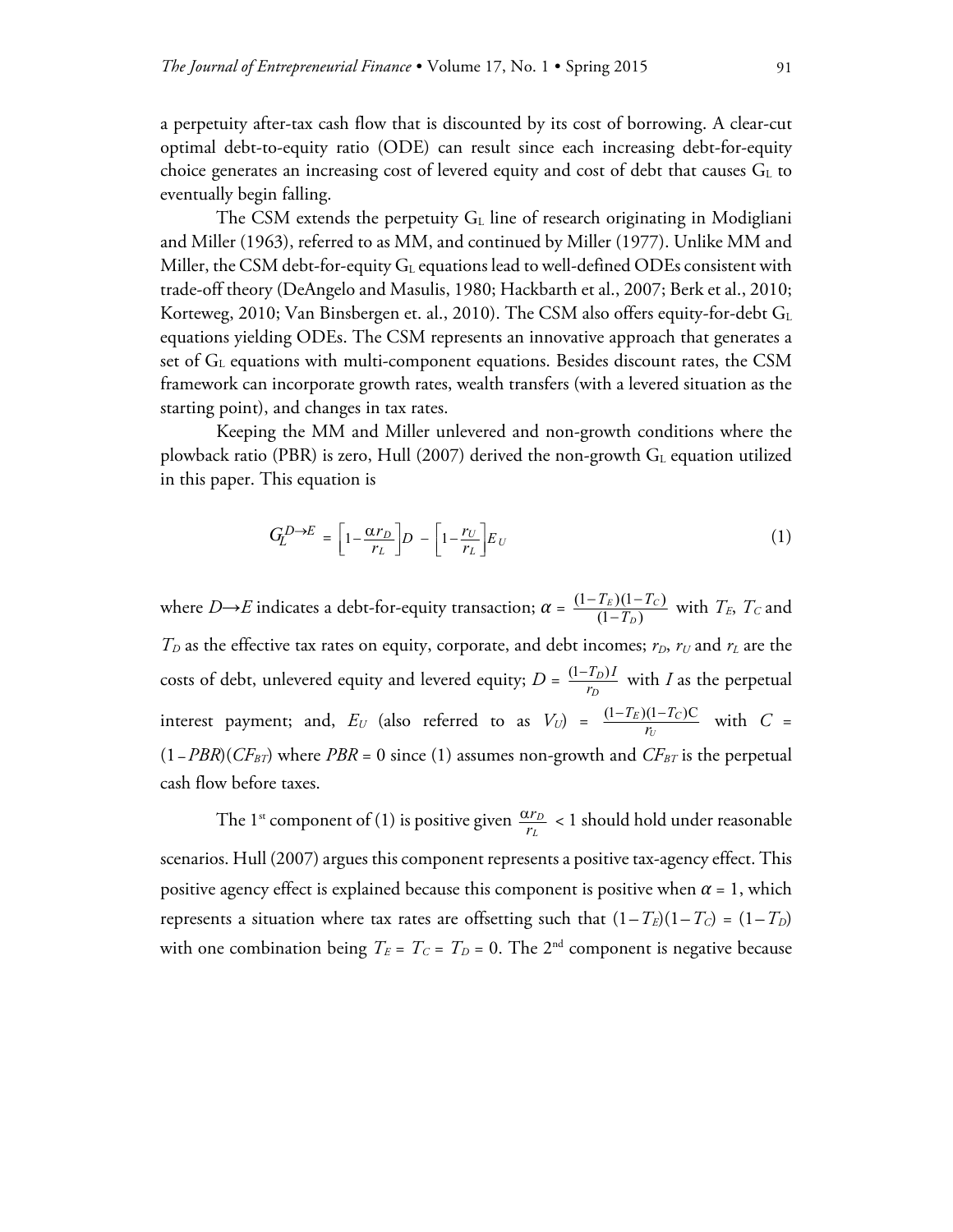a perpetuity after-tax cash flow that is discounted by its cost of borrowing. A clear-cut optimal debt-to-equity ratio (ODE) can result since each increasing debt-for-equity choice generates an increasing cost of levered equity and cost of debt that causes $G_L$ to eventually begin falling.

The CSM extends the perpetuity $G_L$ line of research originating in Modigliani and Miller (1963), referred to as MM, and continued by Miller (1977). Unlike MM and Miller, the CSM debt-for-equity $G_L$ equations lead to well-defined ODEs consistent with trade-off theory (DeAngelo and Masulis, 1980; Hackbarth et al., 2007; Berk et al., 2010; Korteweg, 2010; Van Binsbergen et. al., 2010). The CSM also offers equity-for-debt $G_L$ equations yielding ODEs. The CSM represents an innovative approach that generates a set of $G_L$ equations with multi-component equations. Besides discount rates, the CSM framework can incorporate growth rates, wealth transfers (with a levered situation as the starting point), and changes in tax rates.

Keeping the MM and Miller unlevered and non-growth conditions where the plowback ratio (PBR) is zero, Hull (2007) derived the non-growth $G_L$ equation utilized in this paper. This equation is

$$G_L^{D \to E} = \left[1 - \frac{\alpha r_D}{r_L}\right] D - \left[1 - \frac{r_U}{r_L}\right] E_U \tag{1}$$

where $D \to E$ indicates a debt-for-equity transaction; $\alpha = \frac{(1-T_E)(1-T_C)}{(1-T_D)}$ with $T_E$, $T_C$ and $T_D$ as the effective tax rates on equity, corporate, and debt incomes; $r_D$, $r_U$ and $r_L$ are the costs of debt, unlevered equity and levered equity; $D = \frac{(1-T_D)I}{r_D}$ with $I$ as the perpetual interest payment; and, $E_U$ (also referred to as $V_U$) = $\frac{(1-T_E)(1-T_C)C}{r_U}$ with $C$ = $(1 - PBR)(CF_{BT})$ where $PBR = 0$ since (1) assumes non-growth and $CF_{BT}$ is the perpetual cash flow before taxes.

The 1st component of (1) is positive given $\frac{\alpha r_D}{r_L} < 1$ should hold under reasonable scenarios. Hull (2007) argues this component represents a positive tax-agency effect. This positive agency effect is explained because this component is positive when $\alpha = 1$, which represents a situation where tax rates are offsetting such that $(1-T_E)(1-T_C) = (1-T_D)$ with one combination being $T_E = T_C = T_D = 0$. The 2nd component is negative because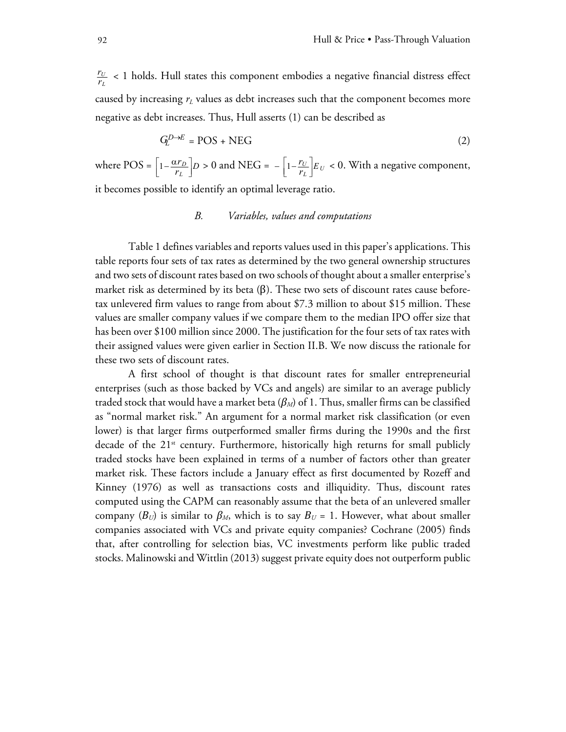$\frac{r_U}{r_L} < 1$ holds. Hull states this component embodies a negative financial distress effect caused by increasing $r_L$ values as debt increases such that the component becomes more negative as debt increases. Thus, Hull asserts (1) can be described as

$$G_L^{D \to E} = \text{POS} + \text{NEG} \tag{2}$$

where POS = $\left[1 - \frac{\alpha r_D}{r_L}\right]D > 0$ and NEG = $-\left[1 - \frac{r_U}{r_L}\right]E_U < 0$. With a negative component, it becomes possible to identify an optimal leverage ratio.

### *B. Variables, values and computations*

Table 1 defines variables and reports values used in this paper's applications. This table reports four sets of tax rates as determined by the two general ownership structures and two sets of discount rates based on two schools of thought about a smaller enterprise's market risk as determined by its beta (β). These two sets of discount rates cause before-tax unlevered firm values to range from about \$7.3 million to about \$15 million. These values are smaller company values if we compare them to the median IPO offer size that has been over \$100 million since 2000. The justification for the four sets of tax rates with their assigned values were given earlier in Section II.B. We now discuss the rationale for these two sets of discount rates.

A first school of thought is that discount rates for smaller entrepreneurial enterprises (such as those backed by VCs and angels) are similar to an average publicly traded stock that would have a market beta ($\beta_M$) of 1. Thus, smaller firms can be classified as "normal market risk." An argument for a normal market risk classification (or even lower) is that larger firms outperformed smaller firms during the 1990s and the first decade of the 21st century. Furthermore, historically high returns for small publicly traded stocks have been explained in terms of a number of factors other than greater market risk. These factors include a January effect as first documented by Rozeff and Kinney (1976) as well as transactions costs and illiquidity. Thus, discount rates computed using the CAPM can reasonably assume that the beta of an unlevered smaller company ($B_U$) is similar to $\beta_M$, which is to say $B_U = 1$. However, what about smaller companies associated with VCs and private equity companies? Cochrane (2005) finds that, after controlling for selection bias, VC investments perform like public traded stocks. Malinowski and Wittlin (2013) suggest private equity does not outperform public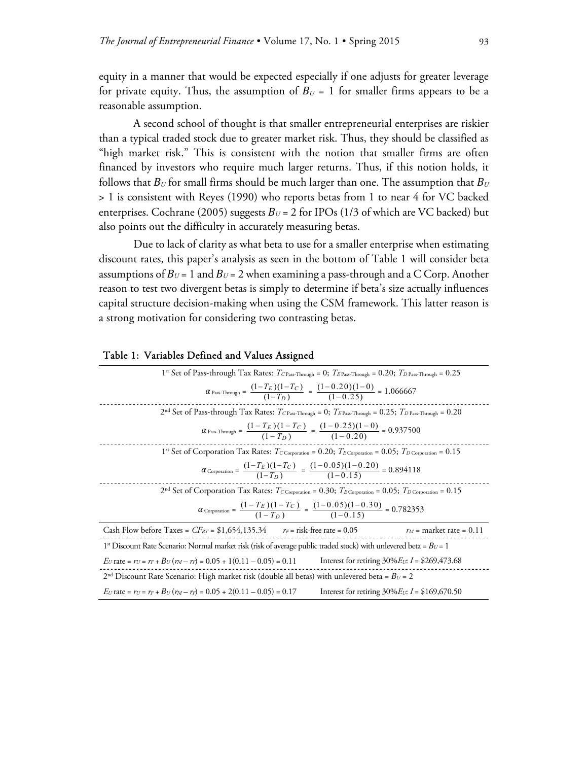equity in a manner that would be expected especially if one adjusts for greater leverage for private equity. Thus, the assumption of $B_U$ = 1 for smaller firms appears to be a reasonable assumption.

A second school of thought is that smaller entrepreneurial enterprises are riskier than a typical traded stock due to greater market risk. Thus, they should be classified as "high market risk." This is consistent with the notion that smaller firms are often financed by investors who require much larger returns. Thus, if this notion holds, it follows that $B_U$ for small firms should be much larger than one. The assumption that $B_U$ > 1 is consistent with Reyes (1990) who reports betas from 1 to near 4 for VC backed enterprises. Cochrane (2005) suggests $B_U$ = 2 for IPOs (1/3 of which are VC backed) but also points out the difficulty in accurately measuring betas.

Due to lack of clarity as what beta to use for a smaller enterprise when estimating discount rates, this paper's analysis as seen in the bottom of Table 1 will consider beta assumptions of $B_U$ = 1 and $B_U$ = 2 when examining a pass-through and a C Corp. Another reason to test two divergent betas is simply to determine if beta's size actually influences capital structure decision-making when using the CSM framework. This latter reason is a strong motivation for considering two contrasting betas.

**Table 1: Variables Defined and Values Assigned**

1st Set of Pass-through Tax Rates: $T_{C\,\text{Pass-Through}} = 0$; $T_{E\,\text{Pass-Through}} = 0.20$; $T_{D\,\text{Pass-Through}} = 0.25$

$$\alpha_{\text{Pass-Through}} = \frac{(1-T_E)(1-T_C)}{(1-T_D)} = \frac{(1-0.20)(1-0)}{(1-0.25)} = 1.066667$$

2nd Set of Pass-through Tax Rates: $T_{C\,\text{Pass-Through}} = 0$; $T_{E\,\text{Pass-Through}} = 0.25$; $T_{D\,\text{Pass-Through}} = 0.20$

$$\alpha_{\text{Pass-Through}} = \frac{(1-T_E)(1-T_C)}{(1-T_D)} = \frac{(1-0.25)(1-0)}{(1-0.20)} = 0.937500$$

1st Set of Corporation Tax Rates: $T_{C\,\text{Corporation}} = 0.20$; $T_{E\,\text{Corporation}} = 0.05$; $T_{D\,\text{Corporation}} = 0.15$

$$\alpha_{\text{Corporation}} = \frac{(1-T_E)(1-T_C)}{(1-T_D)} = \frac{(1-0.05)(1-0.20)}{(1-0.15)} = 0.894118$$

2nd Set of Corporation Tax Rates: $T_{C\,\text{Corporation}} = 0.30$; $T_{E\,\text{Corporation}} = 0.05$; $T_{D\,\text{Corporation}} = 0.15$

$$\alpha_{\text{Corporation}} = \frac{(1-T_E)(1-T_C)}{(1-T_D)} = \frac{(1-0.05)(1-0.30)}{(1-0.15)} = 0.782353$$

Cash Flow before Taxes = $CF_{BT}$ = \$1,654,135.34 — $r_F$ = risk-free rate = 0.05 — $r_M$ = market rate = 0.11

1st Discount Rate Scenario: Normal market risk (risk of average public traded stock) with unlevered beta = $B_U$ = 1

$E_U$ rate = $r_U = r_F + B_U(r_M - r_F) = 0.05 + 1(0.11 - 0.05) = 0.11$ — Interest for retiring 30%$E_U$: $I$ = \$269,473.68

2nd Discount Rate Scenario: High market risk (double all betas) with unlevered beta = $B_U$ = 2

$E_U$ rate = $r_U = r_F + B_U(r_M - r_F) = 0.05 + 2(0.11 - 0.05) = 0.17$ — Interest for retiring 30%$E_U$: $I$ = \$169,670.50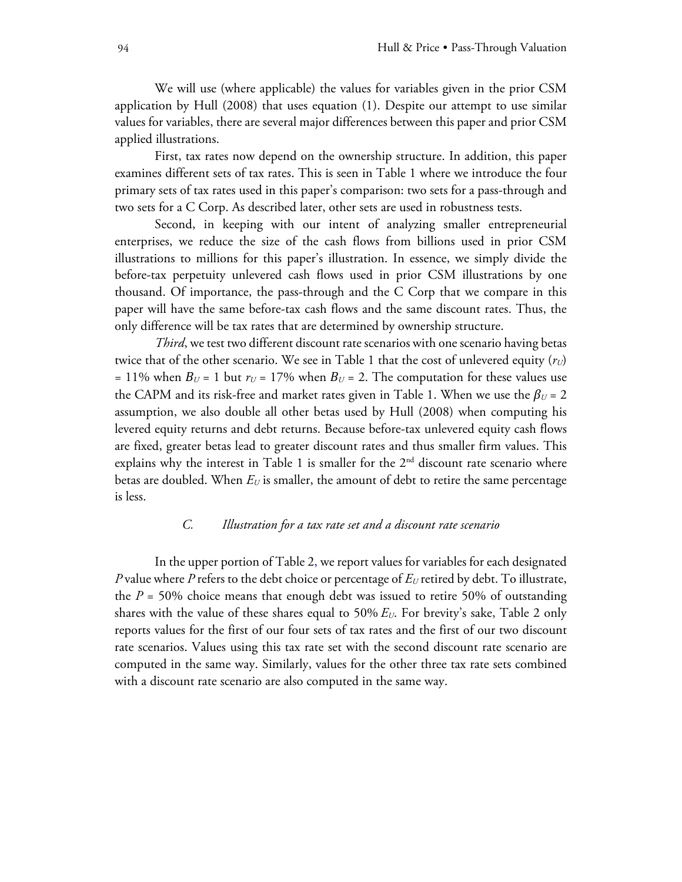We will use (where applicable) the values for variables given in the prior CSM application by Hull (2008) that uses equation (1). Despite our attempt to use similar values for variables, there are several major differences between this paper and prior CSM applied illustrations.

First, tax rates now depend on the ownership structure. In addition, this paper examines different sets of tax rates. This is seen in Table 1 where we introduce the four primary sets of tax rates used in this paper's comparison: two sets for a pass-through and two sets for a C Corp. As described later, other sets are used in robustness tests.

Second, in keeping with our intent of analyzing smaller entrepreneurial enterprises, we reduce the size of the cash flows from billions used in prior CSM illustrations to millions for this paper's illustration. In essence, we simply divide the before-tax perpetuity unlevered cash flows used in prior CSM illustrations by one thousand. Of importance, the pass-through and the C Corp that we compare in this paper will have the same before-tax cash flows and the same discount rates. Thus, the only difference will be tax rates that are determined by ownership structure.

*Third*, we test two different discount rate scenarios with one scenario having betas twice that of the other scenario. We see in Table 1 that the cost of unlevered equity ($r_U$) = 11% when $B_U$ = 1 but $r_U$ = 17% when $B_U$ = 2. The computation for these values use the CAPM and its risk-free and market rates given in Table 1. When we use the $\beta_U = 2$ assumption, we also double all other betas used by Hull (2008) when computing his levered equity returns and debt returns. Because before-tax unlevered equity cash flows are fixed, greater betas lead to greater discount rates and thus smaller firm values. This explains why the interest in Table 1 is smaller for the 2nd discount rate scenario where betas are doubled. When $E_U$ is smaller, the amount of debt to retire the same percentage is less.

### C. *Illustration for a tax rate set and a discount rate scenario*

In the upper portion of Table 2, we report values for variables for each designated $P$ value where $P$ refers to the debt choice or percentage of $E_U$ retired by debt. To illustrate, the $P$ = 50% choice means that enough debt was issued to retire 50% of outstanding shares with the value of these shares equal to 50% $E_U$. For brevity's sake, Table 2 only reports values for the first of our four sets of tax rates and the first of our two discount rate scenarios. Values using this tax rate set with the second discount rate scenario are computed in the same way. Similarly, values for the other three tax rate sets combined with a discount rate scenario are also computed in the same way.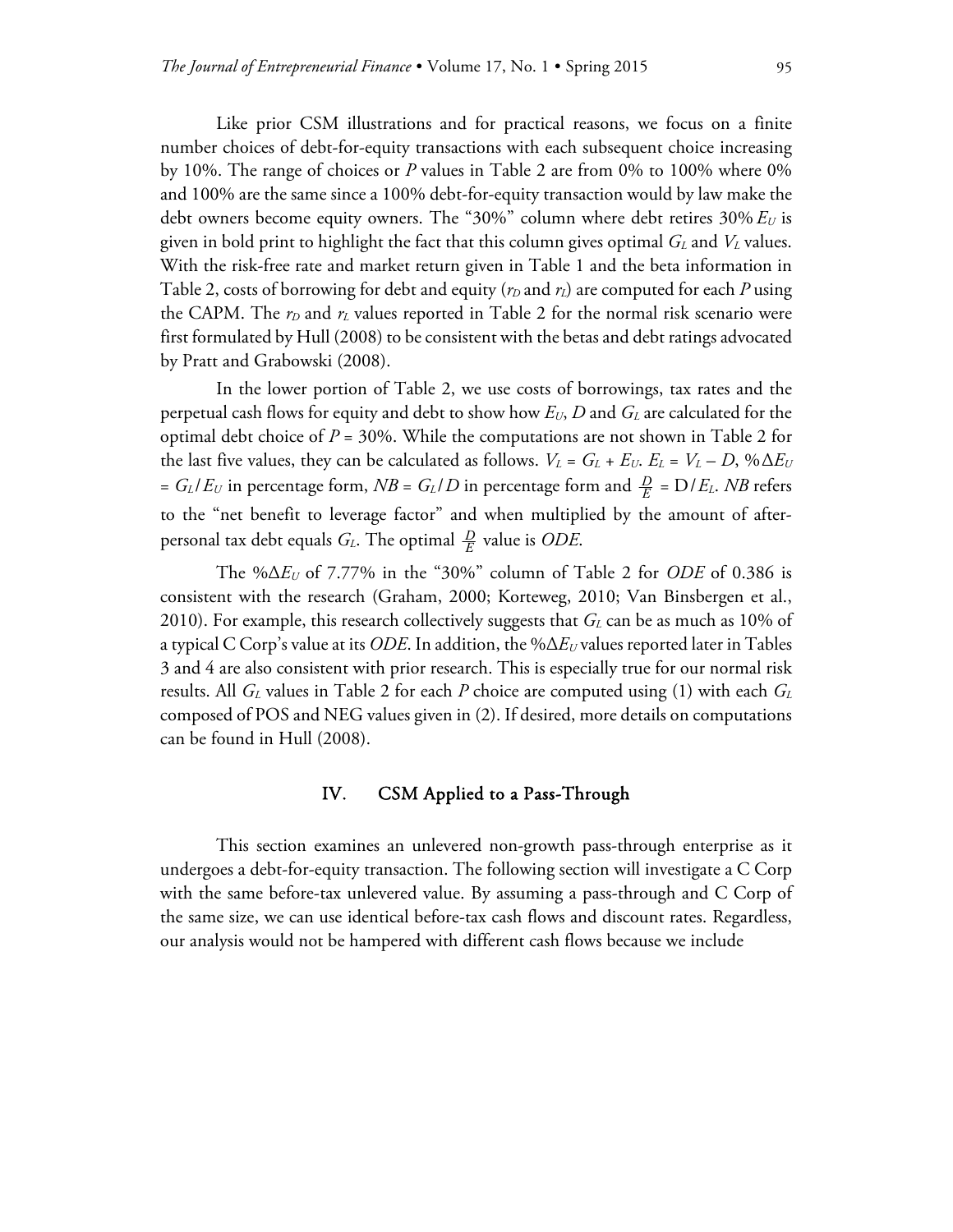Like prior CSM illustrations and for practical reasons, we focus on a finite number choices of debt-for-equity transactions with each subsequent choice increasing by 10%. The range of choices or $P$ values in Table 2 are from 0% to 100% where 0% and 100% are the same since a 100% debt-for-equity transaction would by law make the debt owners become equity owners. The "30%" column where debt retires 30% $E_U$ is given in bold print to highlight the fact that this column gives optimal $G_L$ and $V_L$ values. With the risk-free rate and market return given in Table 1 and the beta information in Table 2, costs of borrowing for debt and equity ($r_D$ and $r_L$) are computed for each $P$ using the CAPM. The $r_D$ and $r_L$ values reported in Table 2 for the normal risk scenario were first formulated by Hull (2008) to be consistent with the betas and debt ratings advocated by Pratt and Grabowski (2008).

In the lower portion of Table 2, we use costs of borrowings, tax rates and the perpetual cash flows for equity and debt to show how $E_U$, $D$ and $G_L$ are calculated for the optimal debt choice of $P$ = 30%. While the computations are not shown in Table 2 for the last five values, they can be calculated as follows. $V_L = G_L + E_U$. $E_L = V_L - D$, $\%\Delta E_U = G_L/E_U$ in percentage form, $NB = G_L/D$ in percentage form and $\frac{D}{E} = D/E_L$. $NB$ refers to the "net benefit to leverage factor" and when multiplied by the amount of after-personal tax debt equals $G_L$. The optimal $\frac{D}{E}$ value is $ODE$.

The $\%\Delta E_U$ of 7.77% in the "30%" column of Table 2 for $ODE$ of 0.386 is consistent with the research (Graham, 2000; Korteweg, 2010; Van Binsbergen et al., 2010). For example, this research collectively suggests that $G_L$ can be as much as 10% of a typical C Corp's value at its $ODE$. In addition, the $\%\Delta E_U$ values reported later in Tables 3 and 4 are also consistent with prior research. This is especially true for our normal risk results. All $G_L$ values in Table 2 for each $P$ choice are computed using (1) with each $G_L$ composed of POS and NEG values given in (2). If desired, more details on computations can be found in Hull (2008).

## IV. CSM Applied to a Pass-Through

This section examines an unlevered non-growth pass-through enterprise as it undergoes a debt-for-equity transaction. The following section will investigate a C Corp with the same before-tax unlevered value. By assuming a pass-through and C Corp of the same size, we can use identical before-tax cash flows and discount rates. Regardless, our analysis would not be hampered with different cash flows because we include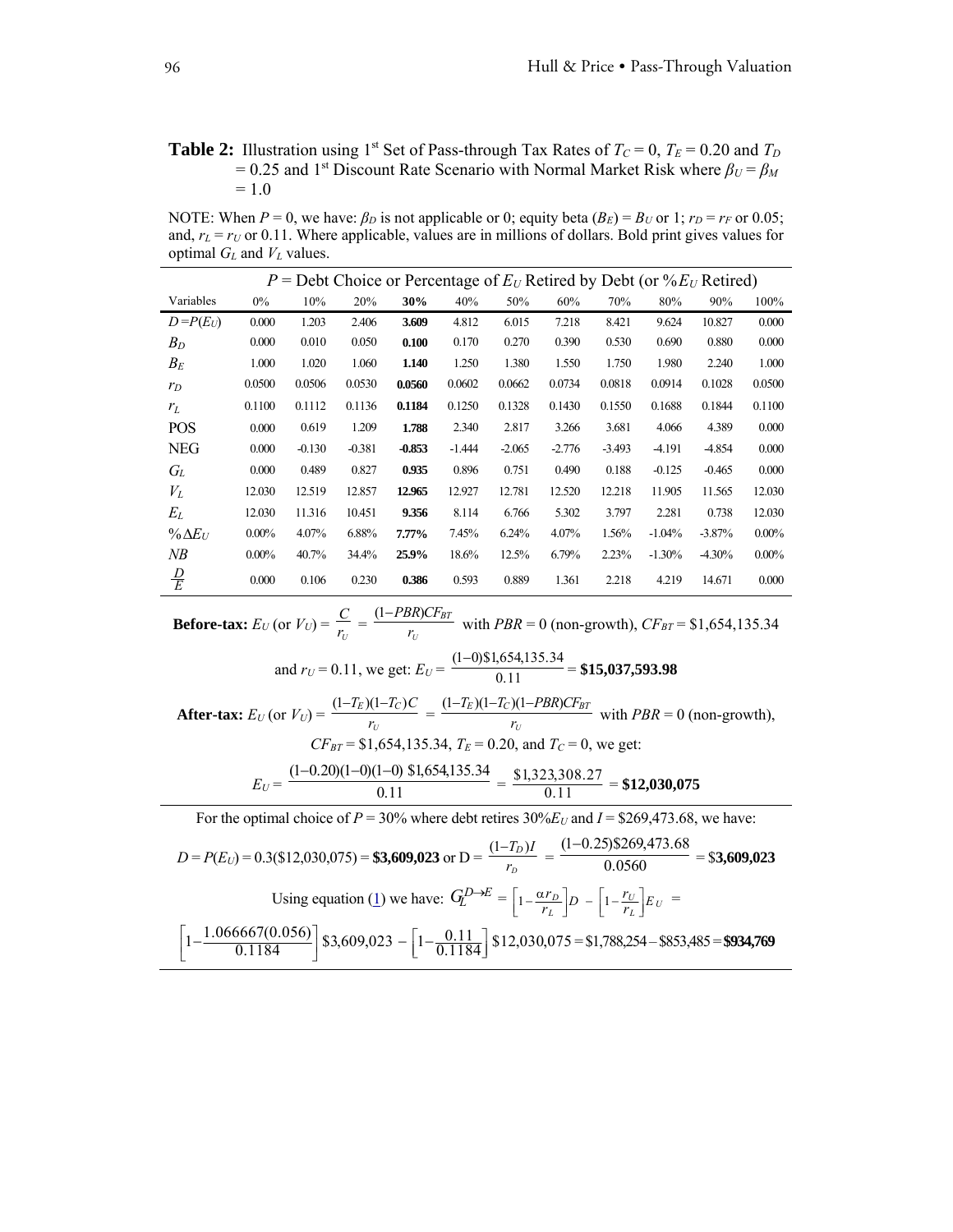**Table 2:** Illustration using 1st Set of Pass-through Tax Rates of $T_C = 0$, $T_E = 0.20$ and $T_D = 0.25$ and 1st Discount Rate Scenario with Normal Market Risk where $\beta_U = \beta_M = 1.0$

NOTE: When $P = 0$, we have: $\beta_D$ is not applicable or 0; equity beta ($B_E$) = $B_U$ or 1; $r_D = r_F$ or 0.05; and, $r_L = r_U$ or 0.11. Where applicable, values are in millions of dollars. Bold print gives values for optimal $G_L$ and $V_L$ values.

| | $P$ = Debt Choice or Percentage of $E_U$ Retired by Debt (or $\%E_U$ Retired) | | | | | | | | | | |
|---|---|---|---|---|---|---|---|---|---|---|---|
| Variables | 0% | 10% | 20% | **30%** | 40% | 50% | 60% | 70% | 80% | 90% | 100% |
| $D = P(E_U)$ | 0.000 | 1.203 | 2.406 | **3.609** | 4.812 | 6.015 | 7.218 | 8.421 | 9.624 | 10.827 | 0.000 |
| $B_D$ | 0.000 | 0.010 | 0.050 | **0.100** | 0.170 | 0.270 | 0.390 | 0.530 | 0.690 | 0.880 | 0.000 |
| $B_E$ | 1.000 | 1.020 | 1.060 | **1.140** | 1.250 | 1.380 | 1.550 | 1.750 | 1.980 | 2.240 | 1.000 |
| $r_D$ | 0.0500 | 0.0506 | 0.0530 | **0.0560** | 0.0602 | 0.0662 | 0.0734 | 0.0818 | 0.0914 | 0.1028 | 0.0500 |
| $r_L$ | 0.1100 | 0.1112 | 0.1136 | **0.1184** | 0.1250 | 0.1328 | 0.1430 | 0.1550 | 0.1688 | 0.1844 | 0.1100 |
| POS | 0.000 | 0.619 | 1.209 | **1.788** | 2.340 | 2.817 | 3.266 | 3.681 | 4.066 | 4.389 | 0.000 |
| NEG | 0.000 | -0.130 | -0.381 | **-0.853** | -1.444 | -2.065 | -2.776 | -3.493 | -4.191 | -4.854 | 0.000 |
| $G_L$ | 0.000 | 0.489 | 0.827 | **0.935** | 0.896 | 0.751 | 0.490 | 0.188 | -0.125 | -0.465 | 0.000 |
| $V_L$ | 12.030 | 12.519 | 12.857 | **12.965** | 12.927 | 12.781 | 12.520 | 12.218 | 11.905 | 11.565 | 12.030 |
| $E_L$ | 12.030 | 11.316 | 10.451 | **9.356** | 8.114 | 6.766 | 5.302 | 3.797 | 2.281 | 0.738 | 12.030 |
| $\%\Delta E_U$ | 0.00% | 4.07% | 6.88% | **7.77%** | 7.45% | 6.24% | 4.07% | 1.56% | -1.04% | -3.87% | 0.00% |
| $NB$ | 0.00% | 40.7% | 34.4% | **25.9%** | 18.6% | 12.5% | 6.79% | 2.23% | -1.30% | -4.30% | 0.00% |
| $\frac{D}{E}$ | 0.000 | 0.106 | 0.230 | **0.386** | 0.593 | 0.889 | 1.361 | 2.218 | 4.219 | 14.671 | 0.000 |

**Before-tax:** $E_U$ (or $V_U$) = $\frac{C}{r_U} = \frac{(1-PBR)CF_{BT}}{r_U}$ with $PBR = 0$ (non-growth), $CF_{BT}$ = \$1,654,135.34

and $r_U = 0.11$, we get: $E_U = \frac{(1-0)\$1{,}654{,}135.34}{0.11}$ = **\$15,037,593.98**

**After-tax:** $E_U$ (or $V_U$) = $\frac{(1-T_E)(1-T_C)C}{r_U} = \frac{(1-T_E)(1-T_C)(1-PBR)CF_{BT}}{r_U}$ with $PBR = 0$ (non-growth),

$CF_{BT}$ = \$1,654,135.34, $T_E = 0.20$, and $T_C = 0$, we get:

$$E_U = \frac{(1-0.20)(1-0)(1-0)\ \$1{,}654{,}135.34}{0.11} = \frac{\$1{,}323{,}308.27}{0.11} = \mathbf{\$12{,}030{,}075}$$

For the optimal choice of $P$ = 30% where debt retires 30%$E_U$ and $I$ = \$269,473.68, we have:

$$D = P(E_U) = 0.3(\$12{,}030{,}075) = \mathbf{\$3{,}609{,}023} \text{ or } D = \frac{(1-T_D)I}{r_D} = \frac{(1-0.25)\$269{,}473.68}{0.0560} = \$\mathbf{3{,}609{,}023}$$

Using equation (1) we have: $G_L^{D \to E} = \left[1 - \frac{\alpha r_D}{r_L}\right]D - \left[1 - \frac{r_U}{r_L}\right]E_U$ =

$$\left[1 - \frac{1.066667(0.056)}{0.1184}\right]\$3{,}609{,}023 - \left[1 - \frac{0.11}{0.1184}\right]\$12{,}030{,}075 = \$1{,}788{,}254 - \$853{,}485 = \mathbf{\$934{,}769}$$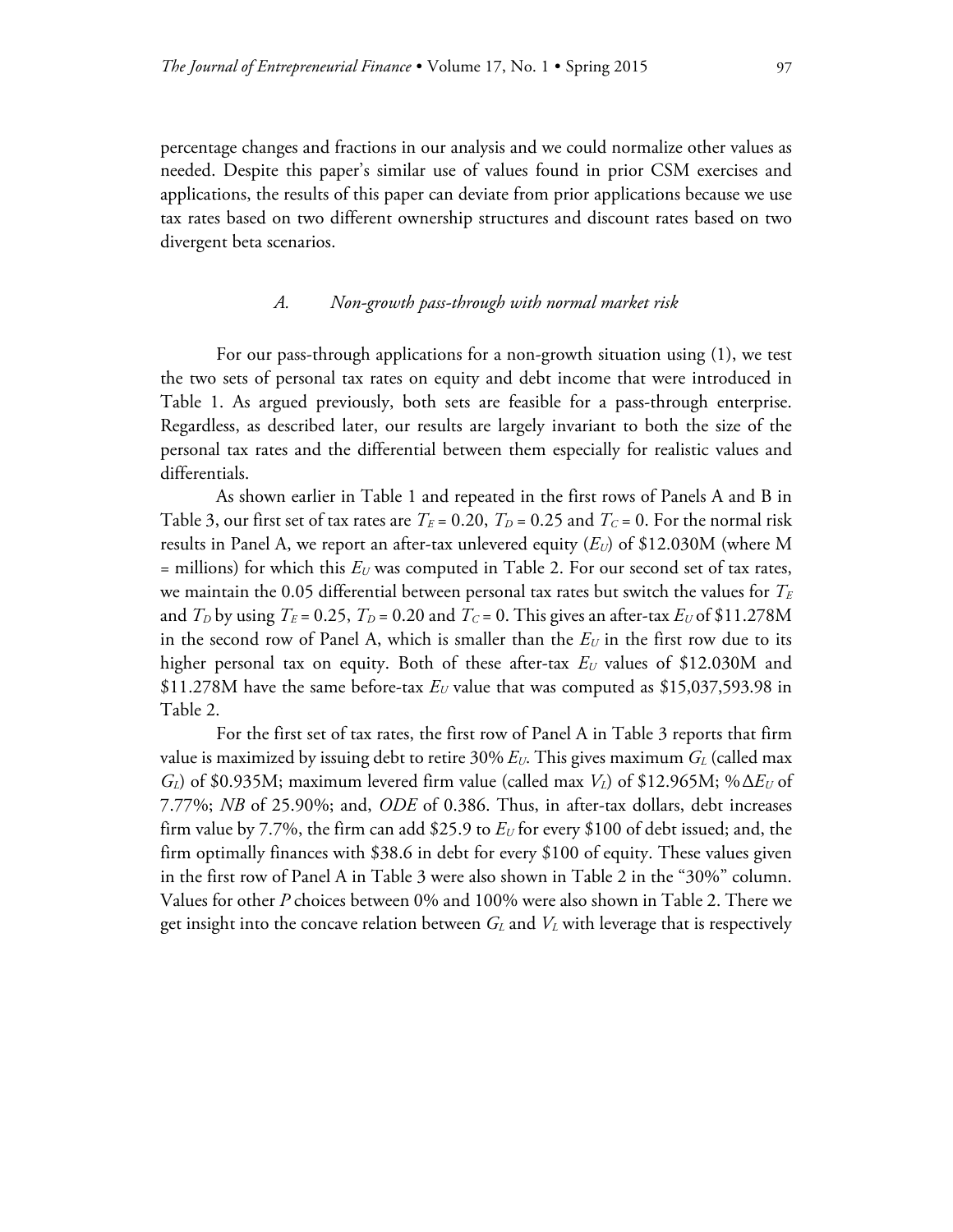percentage changes and fractions in our analysis and we could normalize other values as needed. Despite this paper's similar use of values found in prior CSM exercises and applications, the results of this paper can deviate from prior applications because we use tax rates based on two different ownership structures and discount rates based on two divergent beta scenarios.

### *A. Non-growth pass-through with normal market risk*

For our pass-through applications for a non-growth situation using (1), we test the two sets of personal tax rates on equity and debt income that were introduced in Table 1. As argued previously, both sets are feasible for a pass-through enterprise. Regardless, as described later, our results are largely invariant to both the size of the personal tax rates and the differential between them especially for realistic values and differentials.

As shown earlier in Table 1 and repeated in the first rows of Panels A and B in Table 3, our first set of tax rates are $T_E = 0.20$, $T_D = 0.25$ and $T_C = 0$. For the normal risk results in Panel A, we report an after-tax unlevered equity ($E_U$) of \$12.030M (where M = millions) for which this $E_U$ was computed in Table 2. For our second set of tax rates, we maintain the 0.05 differential between personal tax rates but switch the values for $T_E$ and $T_D$ by using $T_E = 0.25$, $T_D = 0.20$ and $T_C = 0$. This gives an after-tax $E_U$ of \$11.278M in the second row of Panel A, which is smaller than the $E_U$ in the first row due to its higher personal tax on equity. Both of these after-tax $E_U$ values of \$12.030M and \$11.278M have the same before-tax $E_U$ value that was computed as \$15,037,593.98 in Table 2.

For the first set of tax rates, the first row of Panel A in Table 3 reports that firm value is maximized by issuing debt to retire 30% $E_U$. This gives maximum $G_L$ (called max $G_L$) of \$0.935M; maximum levered firm value (called max $V_L$) of \$12.965M; $\%\Delta E_U$ of 7.77%; *NB* of 25.90%; and, *ODE* of 0.386. Thus, in after-tax dollars, debt increases firm value by 7.7%, the firm can add \$25.9 to $E_U$ for every \$100 of debt issued; and, the firm optimally finances with \$38.6 in debt for every \$100 of equity. These values given in the first row of Panel A in Table 3 were also shown in Table 2 in the "30%" column. Values for other *P* choices between 0% and 100% were also shown in Table 2. There we get insight into the concave relation between $G_L$ and $V_L$ with leverage that is respectively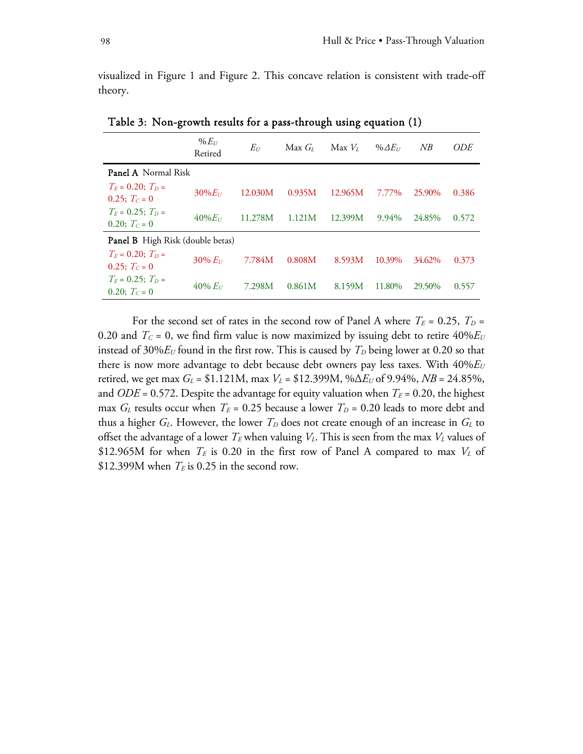visualized in Figure 1 and Figure 2. This concave relation is consistent with trade-off theory.

**Table 3: Non-growth results for a pass-through using equation (1)**

| | $\%E_U$ Retired | $E_U$ | Max $G_L$ | Max $V_L$ | $\%\Delta E_U$ | $NB$ | $ODE$ |
|---|---|---|---|---|---|---|---|
| **Panel A** Normal Risk | | | | | | | |
| $T_E = 0.20$; $T_D = 0.25$; $T_C = 0$ | $30\%E_U$ | 12.030M | 0.935M | 12.965M | 7.77% | 25.90% | 0.386 |
| $T_E = 0.25$; $T_D = 0.20$; $T_C = 0$ | $40\%E_U$ | 11.278M | 1.121M | 12.399M | 9.94% | 24.85% | 0.572 |
| **Panel B** High Risk (double betas) | | | | | | | |
| $T_E = 0.20$; $T_D = 0.25$; $T_C = 0$ | $30\%\ E_U$ | 7.784M | 0.808M | 8.593M | 10.39% | 34.62% | 0.373 |
| $T_E = 0.25$; $T_D = 0.20$; $T_C = 0$ | $40\%\ E_U$ | 7.298M | 0.861M | 8.159M | 11.80% | 29.50% | 0.557 |

For the second set of rates in the second row of Panel A where $T_E = 0.25$, $T_D = 0.20$ and $T_C = 0$, we find firm value is now maximized by issuing debt to retire $40\%E_U$ instead of $30\%E_U$ found in the first row. This is caused by $T_D$ being lower at 0.20 so that there is now more advantage to debt because debt owners pay less taxes. With $40\%E_U$ retired, we get max $G_L$ = \$1.121M, max $V_L$ = \$12.399M, $\%\Delta E_U$ of 9.94%, $NB$ = 24.85%, and $ODE$ = 0.572. Despite the advantage for equity valuation when $T_E = 0.20$, the highest max $G_L$ results occur when $T_E = 0.25$ because a lower $T_D = 0.20$ leads to more debt and thus a higher $G_L$. However, the lower $T_D$ does not create enough of an increase in $G_L$ to offset the advantage of a lower $T_E$ when valuing $V_L$. This is seen from the max $V_L$ values of \$12.965M for when $T_E$ is 0.20 in the first row of Panel A compared to max $V_L$ of \$12.399M when $T_E$ is 0.25 in the second row.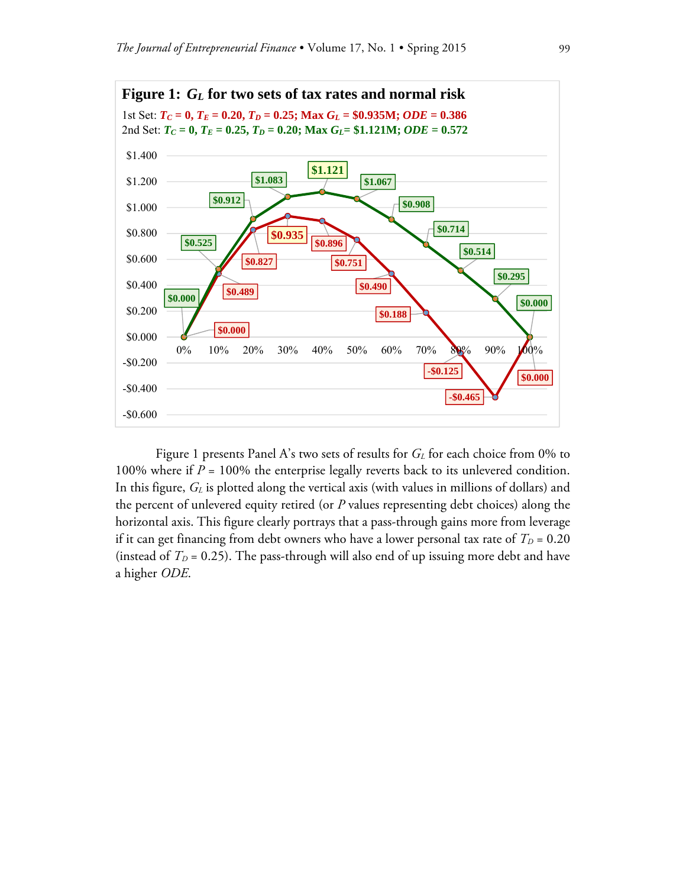**Figure 1: $G_L$ for two sets of tax rates and normal risk**

1st Set: $T_C = 0$, $T_E = 0.20$, $T_D = 0.25$; Max $G_L$ = \$0.935M; *ODE* = 0.386
2nd Set: $T_C = 0$, $T_E = 0.25$, $T_D = 0.20$; Max $G_L$= \$1.121M; *ODE* = 0.572

| P | 1st Set $G_L$ | 2nd Set $G_L$ |
|---|---|---|
| 0% | \$0.000 | \$0.000 |
| 10% | \$0.489 | \$0.525 |
| 20% | \$0.827 | \$0.912 |
| 30% | \$0.935 | \$1.083 |
| 40% | \$0.896 | \$1.121 |
| 50% | \$0.751 | \$1.067 |
| 60% | \$0.490 | \$0.908 |
| 70% | \$0.188 | \$0.714 |
| 80% | -\$0.125 | \$0.514 |
| 90% | -\$0.465 | \$0.295 |
| 100% | \$0.000 | \$0.000 |

Figure 1 presents Panel A's two sets of results for $G_L$ for each choice from 0% to 100% where if $P$ = 100% the enterprise legally reverts back to its unlevered condition. In this figure, $G_L$ is plotted along the vertical axis (with values in millions of dollars) and the percent of unlevered equity retired (or $P$ values representing debt choices) along the horizontal axis. This figure clearly portrays that a pass-through gains more from leverage if it can get financing from debt owners who have a lower personal tax rate of $T_D = 0.20$ (instead of $T_D = 0.25$). The pass-through will also end of up issuing more debt and have a higher *ODE*.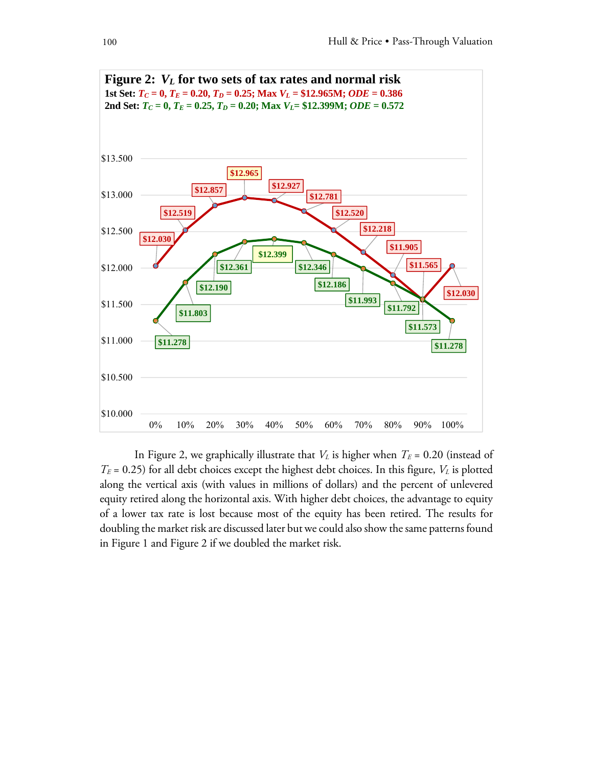**Figure 2: $V_L$ for two sets of tax rates and normal risk**

**1st Set: $T_C$ = 0, $T_E$ = 0.20, $T_D$ = 0.25; Max $V_L$ = $12.965M; *ODE* = 0.386**

**2nd Set: $T_C$ = 0, $T_E$ = 0.25, $T_D$ = 0.20; Max $V_L$= $12.399M; *ODE* = 0.572**

| % of unlevered equity retired | 1st Set $V_L$ | 2nd Set $V_L$ |
|---|---|---|
| 0% | $12.030 | $11.278 |
| 10% | $12.519 | $11.803 |
| 20% | $12.857 | $12.190 |
| 30% | $12.965 | $12.361 |
| 40% | $12.927 | $12.399 |
| 50% | $12.781 | $12.346 |
| 60% | $12.520 | $12.186 |
| 70% | $12.218 | $11.993 |
| 80% | $11.905 | $11.792 |
| 90% | $11.565 | $11.573 |
| 100% | $12.030 | $11.278 |

In Figure 2, we graphically illustrate that $V_L$ is higher when $T_E$ = 0.20 (instead of $T_E$ = 0.25) for all debt choices except the highest debt choices. In this figure, $V_L$ is plotted along the vertical axis (with values in millions of dollars) and the percent of unlevered equity retired along the horizontal axis. With higher debt choices, the advantage to equity of a lower tax rate is lost because most of the equity has been retired. The results for doubling the market risk are discussed later but we could also show the same patterns found in Figure 1 and Figure 2 if we doubled the market risk.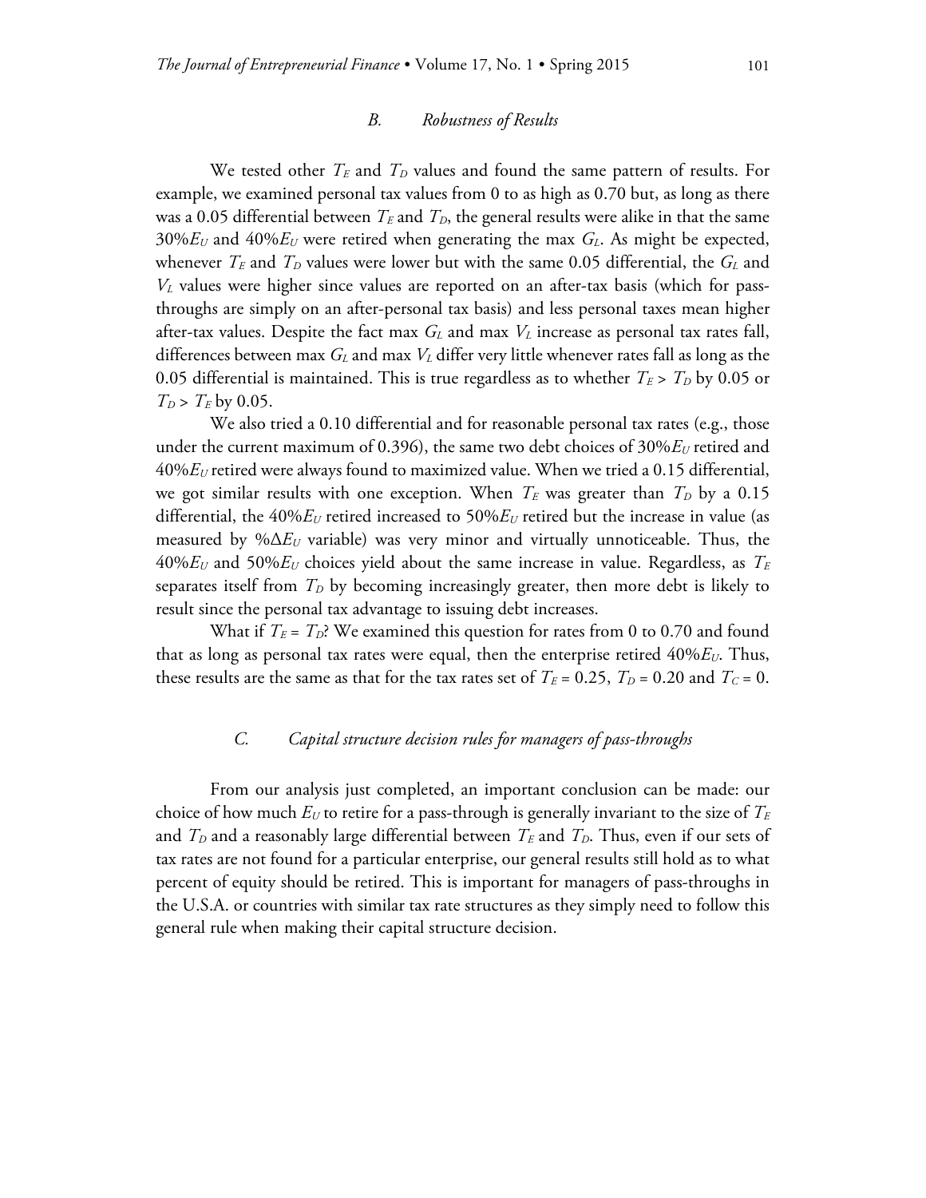### B. Robustness of Results

We tested other $T_E$ and $T_D$ values and found the same pattern of results. For example, we examined personal tax values from 0 to as high as 0.70 but, as long as there was a 0.05 differential between $T_E$ and $T_D$, the general results were alike in that the same $30\%E_U$ and $40\%E_U$ were retired when generating the max $G_L$. As might be expected, whenever $T_E$ and $T_D$ values were lower but with the same 0.05 differential, the $G_L$ and $V_L$ values were higher since values are reported on an after-tax basis (which for pass-throughs are simply on an after-personal tax basis) and less personal taxes mean higher after-tax values. Despite the fact max $G_L$ and max $V_L$ increase as personal tax rates fall, differences between max $G_L$ and max $V_L$ differ very little whenever rates fall as long as the 0.05 differential is maintained. This is true regardless as to whether $T_E > T_D$ by 0.05 or $T_D > T_E$ by 0.05.

We also tried a 0.10 differential and for reasonable personal tax rates (e.g., those under the current maximum of 0.396), the same two debt choices of $30\%E_U$ retired and $40\%E_U$ retired were always found to maximized value. When we tried a 0.15 differential, we got similar results with one exception. When $T_E$ was greater than $T_D$ by a 0.15 differential, the $40\%E_U$ retired increased to $50\%E_U$ retired but the increase in value (as measured by $\%\Delta E_U$ variable) was very minor and virtually unnoticeable. Thus, the $40\%E_U$ and $50\%E_U$ choices yield about the same increase in value. Regardless, as $T_E$ separates itself from $T_D$ by becoming increasingly greater, then more debt is likely to result since the personal tax advantage to issuing debt increases.

What if $T_E = T_D$? We examined this question for rates from 0 to 0.70 and found that as long as personal tax rates were equal, then the enterprise retired $40\%E_U$. Thus, these results are the same as that for the tax rates set of $T_E = 0.25$, $T_D = 0.20$ and $T_C = 0$.

### C. Capital structure decision rules for managers of pass-throughs

From our analysis just completed, an important conclusion can be made: our choice of how much $E_U$ to retire for a pass-through is generally invariant to the size of $T_E$ and $T_D$ and a reasonably large differential between $T_E$ and $T_D$. Thus, even if our sets of tax rates are not found for a particular enterprise, our general results still hold as to what percent of equity should be retired. This is important for managers of pass-throughs in the U.S.A. or countries with similar tax rate structures as they simply need to follow this general rule when making their capital structure decision.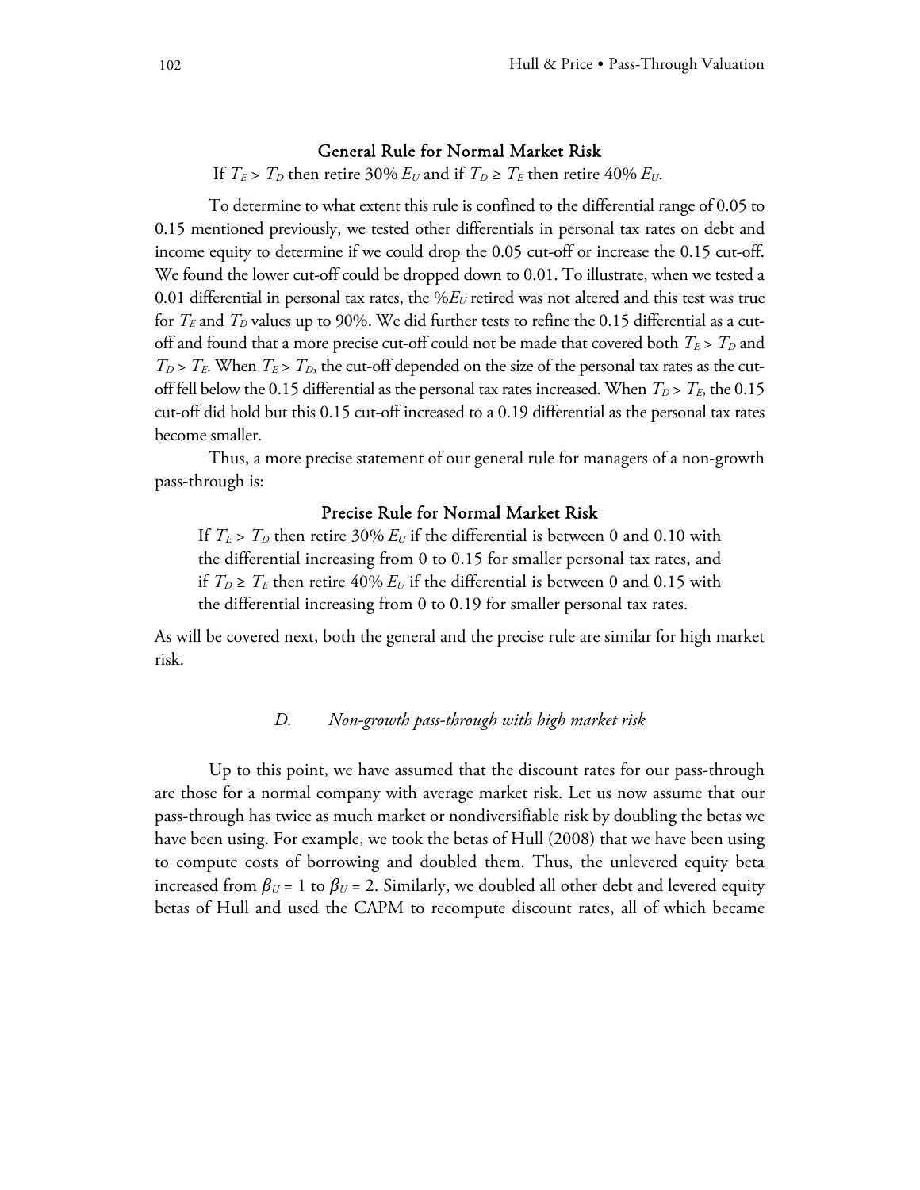### General Rule for Normal Market Risk

If $T_E > T_D$ then retire 30% $E_U$ and if $T_D \geq T_E$ then retire 40% $E_U$.

To determine to what extent this rule is confined to the differential range of 0.05 to 0.15 mentioned previously, we tested other differentials in personal tax rates on debt and income equity to determine if we could drop the 0.05 cut-off or increase the 0.15 cut-off. We found the lower cut-off could be dropped down to 0.01. To illustrate, when we tested a 0.01 differential in personal tax rates, the $\%E_U$ retired was not altered and this test was true for $T_E$ and $T_D$ values up to 90%. We did further tests to refine the 0.15 differential as a cut-off and found that a more precise cut-off could not be made that covered both $T_E > T_D$ and $T_D > T_E$. When $T_E > T_D$, the cut-off depended on the size of the personal tax rates as the cut-off fell below the 0.15 differential as the personal tax rates increased. When $T_D > T_E$, the 0.15 cut-off did hold but this 0.15 cut-off increased to a 0.19 differential as the personal tax rates become smaller.

Thus, a more precise statement of our general rule for managers of a non-growth pass-through is:

### Precise Rule for Normal Market Risk

> If $T_E > T_D$ then retire 30% $E_U$ if the differential is between 0 and 0.10 with the differential increasing from 0 to 0.15 for smaller personal tax rates, and if $T_D \geq T_E$ then retire 40% $E_U$ if the differential is between 0 and 0.15 with the differential increasing from 0 to 0.19 for smaller personal tax rates.

As will be covered next, both the general and the precise rule are similar for high market risk.

### *D. Non-growth pass-through with high market risk*

Up to this point, we have assumed that the discount rates for our pass-through are those for a normal company with average market risk. Let us now assume that our pass-through has twice as much market or nondiversifiable risk by doubling the betas we have been using. For example, we took the betas of Hull (2008) that we have been using to compute costs of borrowing and doubled them. Thus, the unlevered equity beta increased from $\beta_U = 1$ to $\beta_U = 2$. Similarly, we doubled all other debt and levered equity betas of Hull and used the CAPM to recompute discount rates, all of which became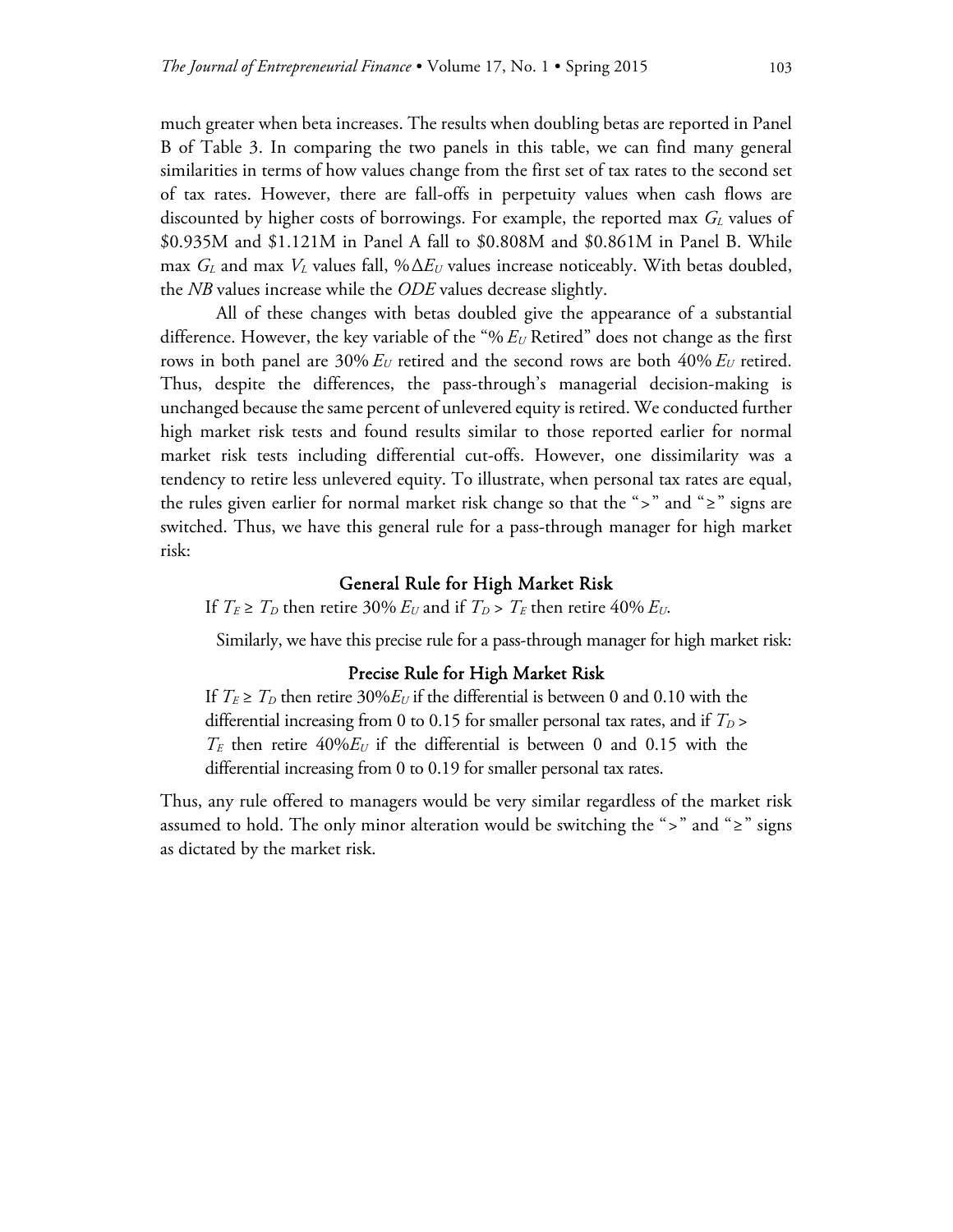much greater when beta increases. The results when doubling betas are reported in Panel B of Table 3. In comparing the two panels in this table, we can find many general similarities in terms of how values change from the first set of tax rates to the second set of tax rates. However, there are fall-offs in perpetuity values when cash flows are discounted by higher costs of borrowings. For example, the reported max $G_L$ values of \$0.935M and \$1.121M in Panel A fall to \$0.808M and \$0.861M in Panel B. While max $G_L$ and max $V_L$ values fall, $\%\Delta E_U$ values increase noticeably. With betas doubled, the *NB* values increase while the *ODE* values decrease slightly.

All of these changes with betas doubled give the appearance of a substantial difference. However, the key variable of the "% $E_U$ Retired" does not change as the first rows in both panel are 30% $E_U$ retired and the second rows are both 40% $E_U$ retired. Thus, despite the differences, the pass-through's managerial decision-making is unchanged because the same percent of unlevered equity is retired. We conducted further high market risk tests and found results similar to those reported earlier for normal market risk tests including differential cut-offs. However, one dissimilarity was a tendency to retire less unlevered equity. To illustrate, when personal tax rates are equal, the rules given earlier for normal market risk change so that the ">" and "≥" signs are switched. Thus, we have this general rule for a pass-through manager for high market risk:

### General Rule for High Market Risk

If $T_E \geq T_D$ then retire 30% $E_U$ and if $T_D > T_E$ then retire 40% $E_U$.

Similarly, we have this precise rule for a pass-through manager for high market risk:

### Precise Rule for High Market Risk

If $T_E \geq T_D$ then retire 30%$E_U$ if the differential is between 0 and 0.10 with the differential increasing from 0 to 0.15 for smaller personal tax rates, and if $T_D > T_E$ then retire 40%$E_U$ if the differential is between 0 and 0.15 with the differential increasing from 0 to 0.19 for smaller personal tax rates.

Thus, any rule offered to managers would be very similar regardless of the market risk assumed to hold. The only minor alteration would be switching the ">" and "≥" signs as dictated by the market risk.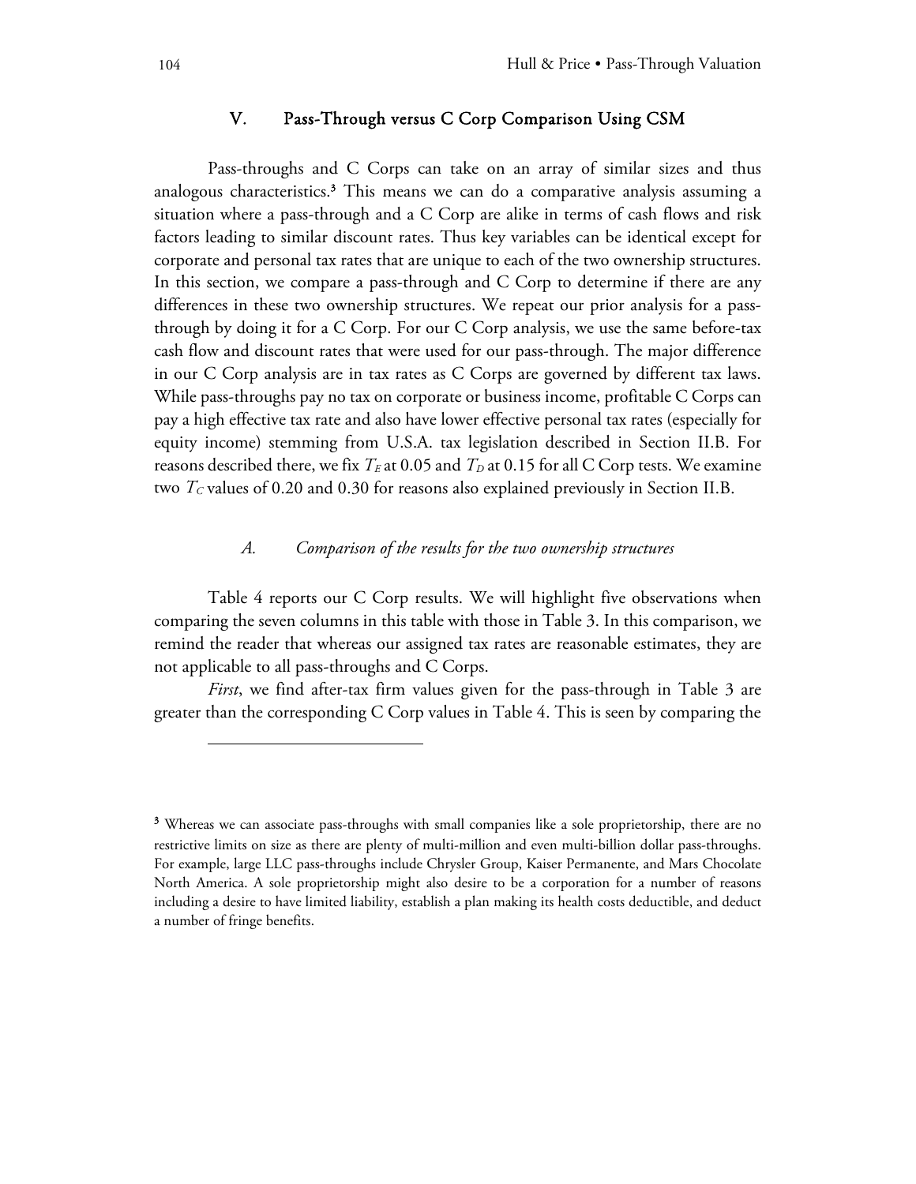## V. Pass-Through versus C Corp Comparison Using CSM

Pass-throughs and C Corps can take on an array of similar sizes and thus analogous characteristics.[3] This means we can do a comparative analysis assuming a situation where a pass-through and a C Corp are alike in terms of cash flows and risk factors leading to similar discount rates. Thus key variables can be identical except for corporate and personal tax rates that are unique to each of the two ownership structures. In this section, we compare a pass-through and C Corp to determine if there are any differences in these two ownership structures. We repeat our prior analysis for a pass-through by doing it for a C Corp. For our C Corp analysis, we use the same before-tax cash flow and discount rates that were used for our pass-through. The major difference in our C Corp analysis are in tax rates as C Corps are governed by different tax laws. While pass-throughs pay no tax on corporate or business income, profitable C Corps can pay a high effective tax rate and also have lower effective personal tax rates (especially for equity income) stemming from U.S.A. tax legislation described in Section II.B. For reasons described there, we fix $T_E$ at 0.05 and $T_D$ at 0.15 for all C Corp tests. We examine two $T_C$ values of 0.20 and 0.30 for reasons also explained previously in Section II.B.

### *A. Comparison of the results for the two ownership structures*

Table 4 reports our C Corp results. We will highlight five observations when comparing the seven columns in this table with those in Table 3. In this comparison, we remind the reader that whereas our assigned tax rates are reasonable estimates, they are not applicable to all pass-throughs and C Corps.

*First*, we find after-tax firm values given for the pass-through in Table 3 are greater than the corresponding C Corp values in Table 4. This is seen by comparing the

---

[3] Whereas we can associate pass-throughs with small companies like a sole proprietorship, there are no restrictive limits on size as there are plenty of multi-million and even multi-billion dollar pass-throughs. For example, large LLC pass-throughs include Chrysler Group, Kaiser Permanente, and Mars Chocolate North America. A sole proprietorship might also desire to be a corporation for a number of reasons including a desire to have limited liability, establish a plan making its health costs deductible, and deduct a number of fringe benefits.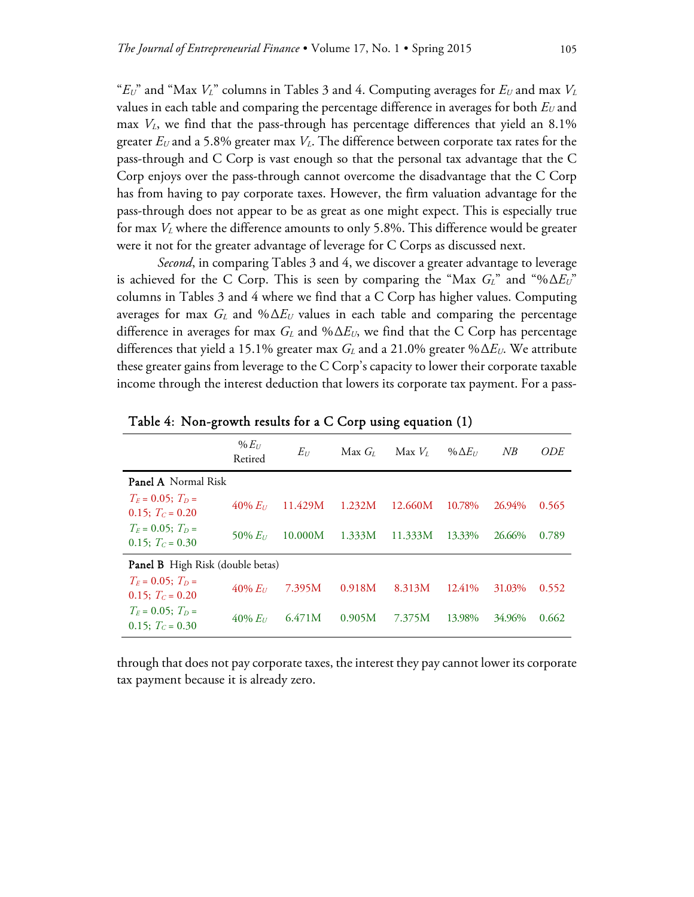"$E_U$" and "Max $V_L$" columns in Tables 3 and 4. Computing averages for $E_U$ and max $V_L$ values in each table and comparing the percentage difference in averages for both $E_U$ and max $V_L$, we find that the pass-through has percentage differences that yield an 8.1% greater $E_U$ and a 5.8% greater max $V_L$. The difference between corporate tax rates for the pass-through and C Corp is vast enough so that the personal tax advantage that the C Corp enjoys over the pass-through cannot overcome the disadvantage that the C Corp has from having to pay corporate taxes. However, the firm valuation advantage for the pass-through does not appear to be as great as one might expect. This is especially true for max $V_L$ where the difference amounts to only 5.8%. This difference would be greater were it not for the greater advantage of leverage for C Corps as discussed next.

*Second*, in comparing Tables 3 and 4, we discover a greater advantage to leverage is achieved for the C Corp. This is seen by comparing the "Max $G_L$" and "%$\Delta E_U$" columns in Tables 3 and 4 where we find that a C Corp has higher values. Computing averages for max $G_L$ and %$\Delta E_U$ values in each table and comparing the percentage difference in averages for max $G_L$ and %$\Delta E_U$, we find that the C Corp has percentage differences that yield a 15.1% greater max $G_L$ and a 21.0% greater %$\Delta E_U$. We attribute these greater gains from leverage to the C Corp's capacity to lower their corporate taxable income through the interest deduction that lowers its corporate tax payment. For a pass-through that does not pay corporate taxes, the interest they pay cannot lower its corporate tax payment because it is already zero.

**Table 4: Non-growth results for a C Corp using equation (1)**

| | %$E_U$ Retired | $E_U$ | Max $G_L$ | Max $V_L$ | %$\Delta E_U$ | $NB$ | $ODE$ |
|---|---|---|---|---|---|---|---|
| **Panel A** Normal Risk | | | | | | | |
| $T_E$ = 0.05; $T_D$ = 0.15; $T_C$ = 0.20 | 40% $E_U$ | 11.429M | 1.232M | 12.660M | 10.78% | 26.94% | 0.565 |
| $T_E$ = 0.05; $T_D$ = 0.15; $T_C$ = 0.30 | 50% $E_U$ | 10.000M | 1.333M | 11.333M | 13.33% | 26.66% | 0.789 |
| **Panel B** High Risk (double betas) | | | | | | | |
| $T_E$ = 0.05; $T_D$ = 0.15; $T_C$ = 0.20 | 40% $E_U$ | 7.395M | 0.918M | 8.313M | 12.41% | 31.03% | 0.552 |
| $T_E$ = 0.05; $T_D$ = 0.15; $T_C$ = 0.30 | 40% $E_U$ | 6.471M | 0.905M | 7.375M | 13.98% | 34.96% | 0.662 |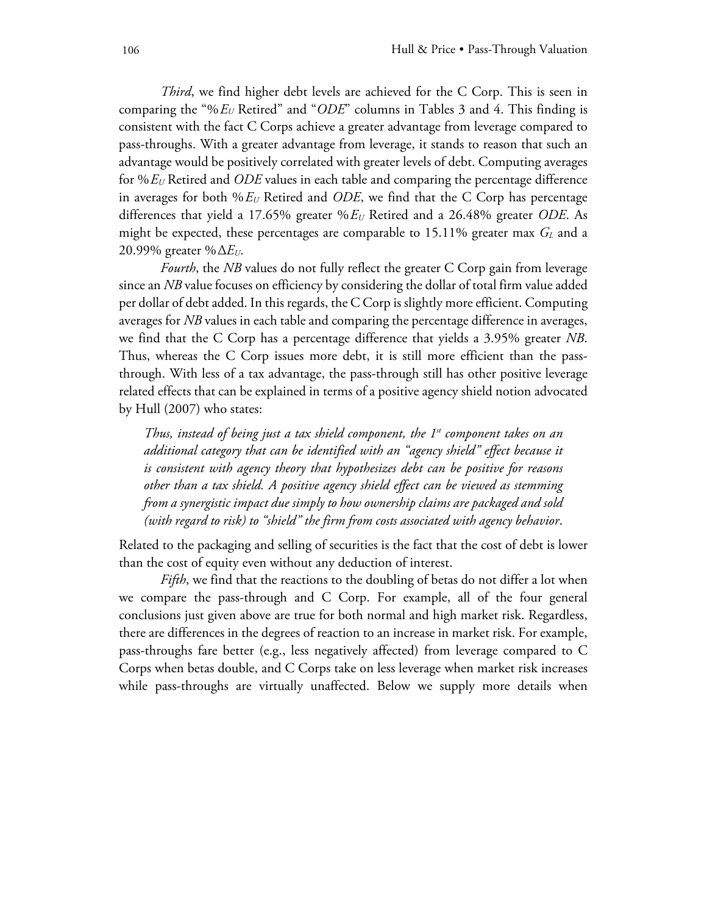*Third*, we find higher debt levels are achieved for the C Corp. This is seen in comparing the "$\%E_U$ Retired" and "*ODE*" columns in Tables 3 and 4. This finding is consistent with the fact C Corps achieve a greater advantage from leverage compared to pass-throughs. With a greater advantage from leverage, it stands to reason that such an advantage would be positively correlated with greater levels of debt. Computing averages for $\%E_U$ Retired and *ODE* values in each table and comparing the percentage difference in averages for both $\%E_U$ Retired and *ODE*, we find that the C Corp has percentage differences that yield a 17.65% greater $\%E_U$ Retired and a 26.48% greater *ODE*. As might be expected, these percentages are comparable to 15.11% greater max $G_L$ and a 20.99% greater $\%\Delta E_U$.

*Fourth*, the *NB* values do not fully reflect the greater C Corp gain from leverage since an *NB* value focuses on efficiency by considering the dollar of total firm value added per dollar of debt added. In this regards, the C Corp is slightly more efficient. Computing averages for *NB* values in each table and comparing the percentage difference in averages, we find that the C Corp has a percentage difference that yields a 3.95% greater *NB*. Thus, whereas the C Corp issues more debt, it is still more efficient than the pass-through. With less of a tax advantage, the pass-through still has other positive leverage related effects that can be explained in terms of a positive agency shield notion advocated by Hull (2007) who states:

> *Thus, instead of being just a tax shield component, the 1st component takes on an additional category that can be identified with an "agency shield" effect because it is consistent with agency theory that hypothesizes debt can be positive for reasons other than a tax shield. A positive agency shield effect can be viewed as stemming from a synergistic impact due simply to how ownership claims are packaged and sold (with regard to risk) to "shield" the firm from costs associated with agency behavior*.

Related to the packaging and selling of securities is the fact that the cost of debt is lower than the cost of equity even without any deduction of interest.

*Fifth*, we find that the reactions to the doubling of betas do not differ a lot when we compare the pass-through and C Corp. For example, all of the four general conclusions just given above are true for both normal and high market risk. Regardless, there are differences in the degrees of reaction to an increase in market risk. For example, pass-throughs fare better (e.g., less negatively affected) from leverage compared to C Corps when betas double, and C Corps take on less leverage when market risk increases while pass-throughs are virtually unaffected. Below we supply more details when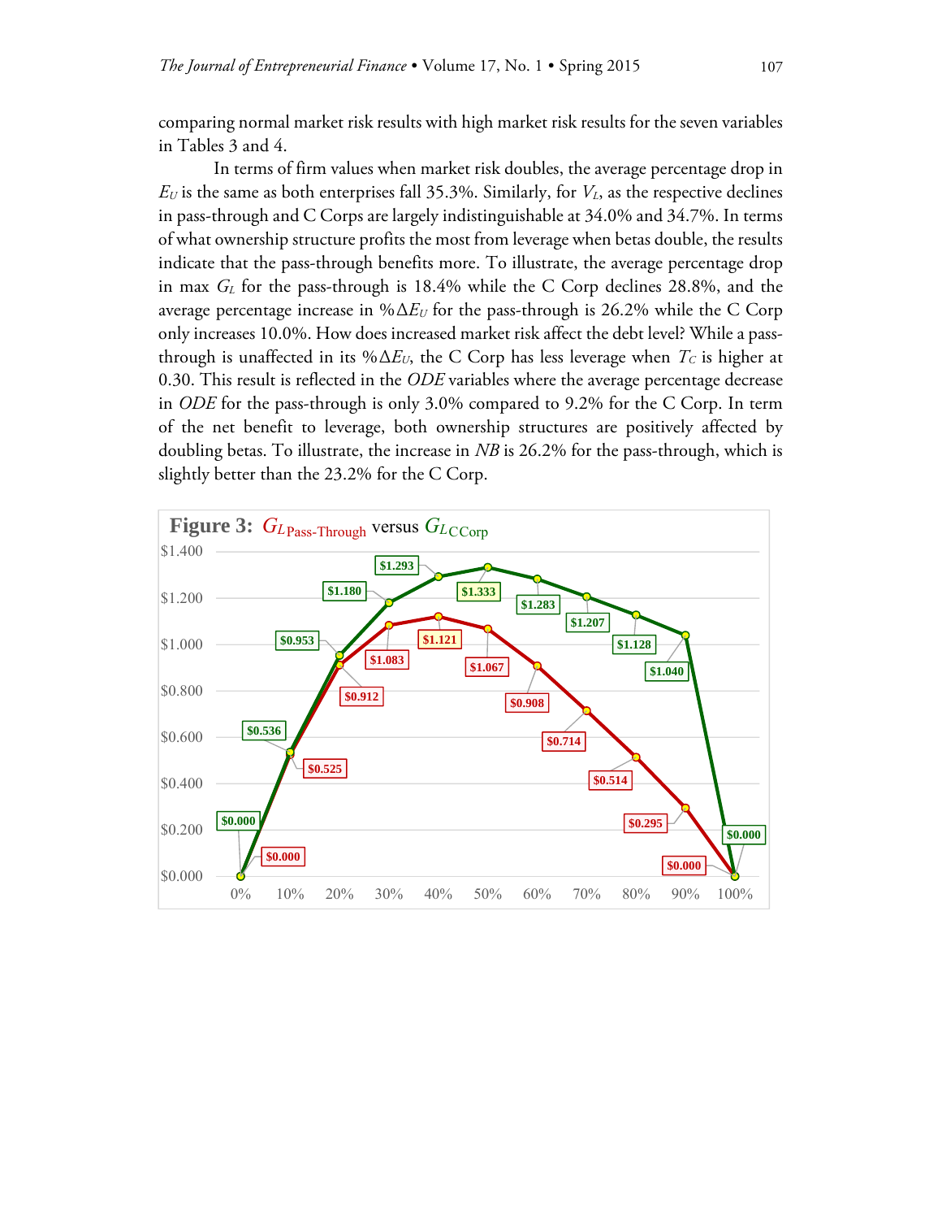comparing normal market risk results with high market risk results for the seven variables in Tables 3 and 4.

In terms of firm values when market risk doubles, the average percentage drop in $E_U$ is the same as both enterprises fall 35.3%. Similarly, for $V_L$, as the respective declines in pass-through and C Corps are largely indistinguishable at 34.0% and 34.7%. In terms of what ownership structure profits the most from leverage when betas double, the results indicate that the pass-through benefits more. To illustrate, the average percentage drop in max $G_L$ for the pass-through is 18.4% while the C Corp declines 28.8%, and the average percentage increase in $\%\Delta E_U$ for the pass-through is 26.2% while the C Corp only increases 10.0%. How does increased market risk affect the debt level? While a pass-through is unaffected in its $\%\Delta E_U$, the C Corp has less leverage when $T_C$ is higher at 0.30. This result is reflected in the *ODE* variables where the average percentage decrease in *ODE* for the pass-through is only 3.0% compared to 9.2% for the C Corp. In term of the net benefit to leverage, both ownership structures are positively affected by doubling betas. To illustrate, the increase in *NB* is 26.2% for the pass-through, which is slightly better than the 23.2% for the C Corp.

**Figure 3:** $G_{L\,\text{Pass-Through}}$ versus $G_{L\,\text{CCorp}}$

| Debt level | $G_L$ Pass-Through | $G_L$ C Corp |
|---|---|---|
| 0% | $0.000 | $0.000 |
| 10% | $0.525 | $0.536 |
| 20% | $0.912 | $0.953 |
| 30% | $1.083 | $1.180 |
| 40% | $1.121 | $1.293 |
| 50% | $1.067 | $1.333 |
| 60% | $0.908 | $1.283 |
| 70% | $0.714 | $1.207 |
| 80% | $0.514 | $1.128 |
| 90% | $0.295 | $1.040 |
| 100% | $0.000 | $0.000 |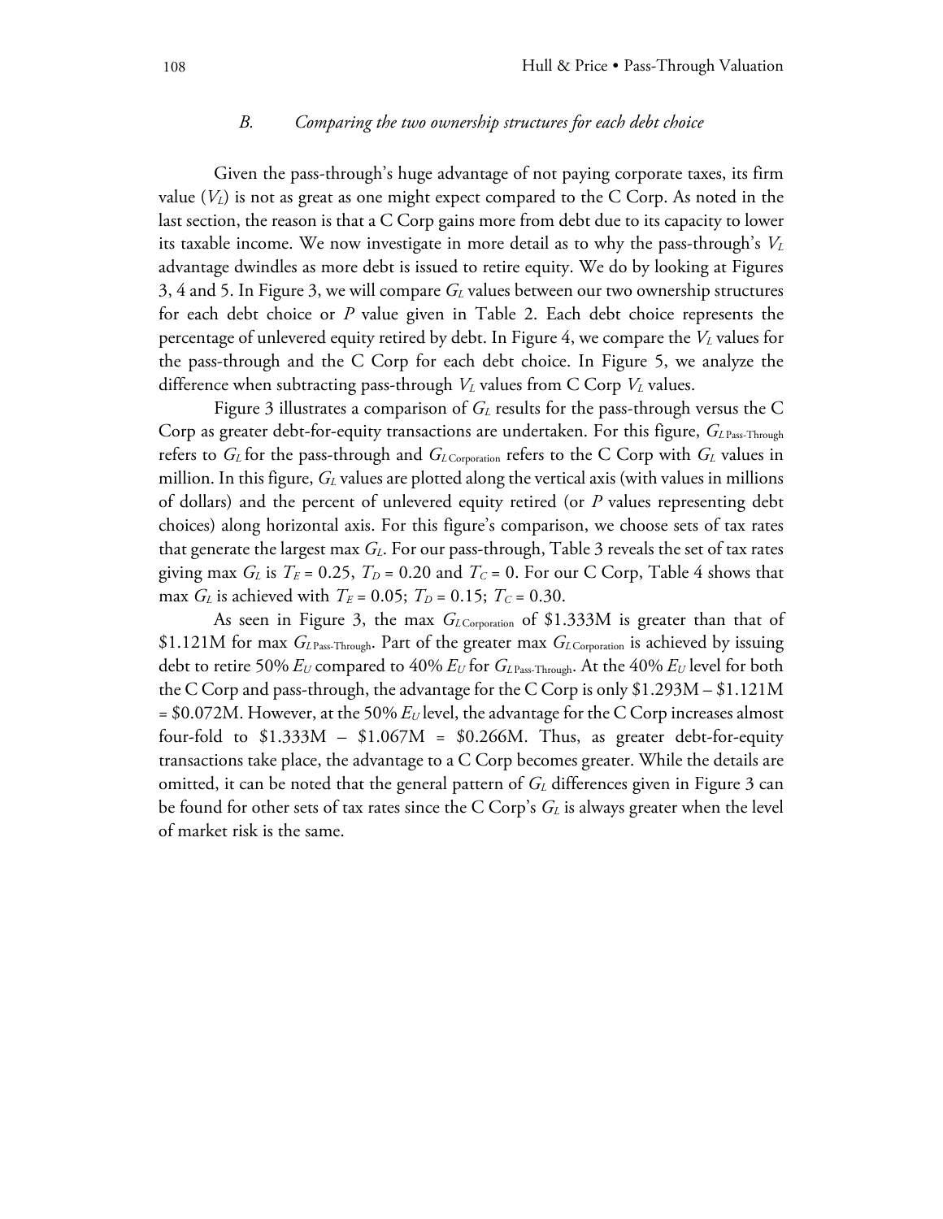### *B. Comparing the two ownership structures for each debt choice*

Given the pass-through's huge advantage of not paying corporate taxes, its firm value ($V_L$) is not as great as one might expect compared to the C Corp. As noted in the last section, the reason is that a C Corp gains more from debt due to its capacity to lower its taxable income. We now investigate in more detail as to why the pass-through's $V_L$ advantage dwindles as more debt is issued to retire equity. We do by looking at Figures 3, 4 and 5. In Figure 3, we will compare $G_L$ values between our two ownership structures for each debt choice or $P$ value given in Table 2. Each debt choice represents the percentage of unlevered equity retired by debt. In Figure 4, we compare the $V_L$ values for the pass-through and the C Corp for each debt choice. In Figure 5, we analyze the difference when subtracting pass-through $V_L$ values from C Corp $V_L$ values.

Figure 3 illustrates a comparison of $G_L$ results for the pass-through versus the C Corp as greater debt-for-equity transactions are undertaken. For this figure, $G_{L\,\text{Pass-Through}}$ refers to $G_L$ for the pass-through and $G_{L\,\text{Corporation}}$ refers to the C Corp with $G_L$ values in million. In this figure, $G_L$ values are plotted along the vertical axis (with values in millions of dollars) and the percent of unlevered equity retired (or $P$ values representing debt choices) along horizontal axis. For this figure's comparison, we choose sets of tax rates that generate the largest max $G_L$. For our pass-through, Table 3 reveals the set of tax rates giving max $G_L$ is $T_E = 0.25$, $T_D = 0.20$ and $T_C = 0$. For our C Corp, Table 4 shows that max $G_L$ is achieved with $T_E = 0.05$; $T_D = 0.15$; $T_C = 0.30$.

As seen in Figure 3, the max $G_{L\,\text{Corporation}}$ of \$1.333M is greater than that of \$1.121M for max $G_{L\,\text{Pass-Through}}$. Part of the greater max $G_{L\,\text{Corporation}}$ is achieved by issuing debt to retire 50% $E_U$ compared to 40% $E_U$ for $G_{L\,\text{Pass-Through}}$. At the 40% $E_U$ level for both the C Corp and pass-through, the advantage for the C Corp is only \$1.293M – \$1.121M = \$0.072M. However, at the 50% $E_U$ level, the advantage for the C Corp increases almost four-fold to \$1.333M – \$1.067M = \$0.266M. Thus, as greater debt-for-equity transactions take place, the advantage to a C Corp becomes greater. While the details are omitted, it can be noted that the general pattern of $G_L$ differences given in Figure 3 can be found for other sets of tax rates since the C Corp's $G_L$ is always greater when the level of market risk is the same.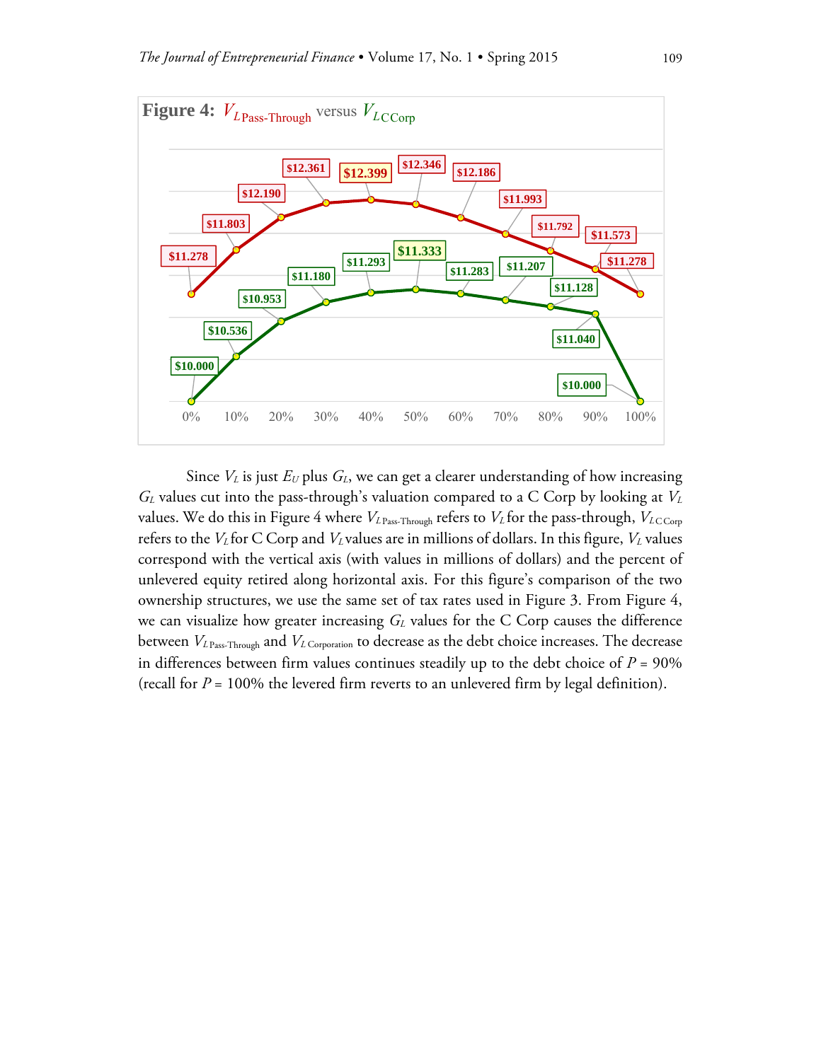**Figure 4:** $V_{L\,\text{Pass-Through}}$ versus $V_{L\,\text{C Corp}}$

Since $V_L$ is just $E_U$ plus $G_L$, we can get a clearer understanding of how increasing $G_L$ values cut into the pass-through's valuation compared to a C Corp by looking at $V_L$ values. We do this in Figure 4 where $V_{L\,\text{Pass-Through}}$ refers to $V_L$ for the pass-through, $V_{L\,\text{C Corp}}$ refers to the $V_L$ for C Corp and $V_L$ values are in millions of dollars. In this figure, $V_L$ values correspond with the vertical axis (with values in millions of dollars) and the percent of unlevered equity retired along horizontal axis. For this figure's comparison of the two ownership structures, we use the same set of tax rates used in Figure 3. From Figure 4, we can visualize how greater increasing $G_L$ values for the C Corp causes the difference between $V_{L\,\text{Pass-Through}}$ and $V_{L\,\text{Corporation}}$ to decrease as the debt choice increases. The decrease in differences between firm values continues steadily up to the debt choice of $P$ = 90% (recall for $P$ = 100% the levered firm reverts to an unlevered firm by legal definition).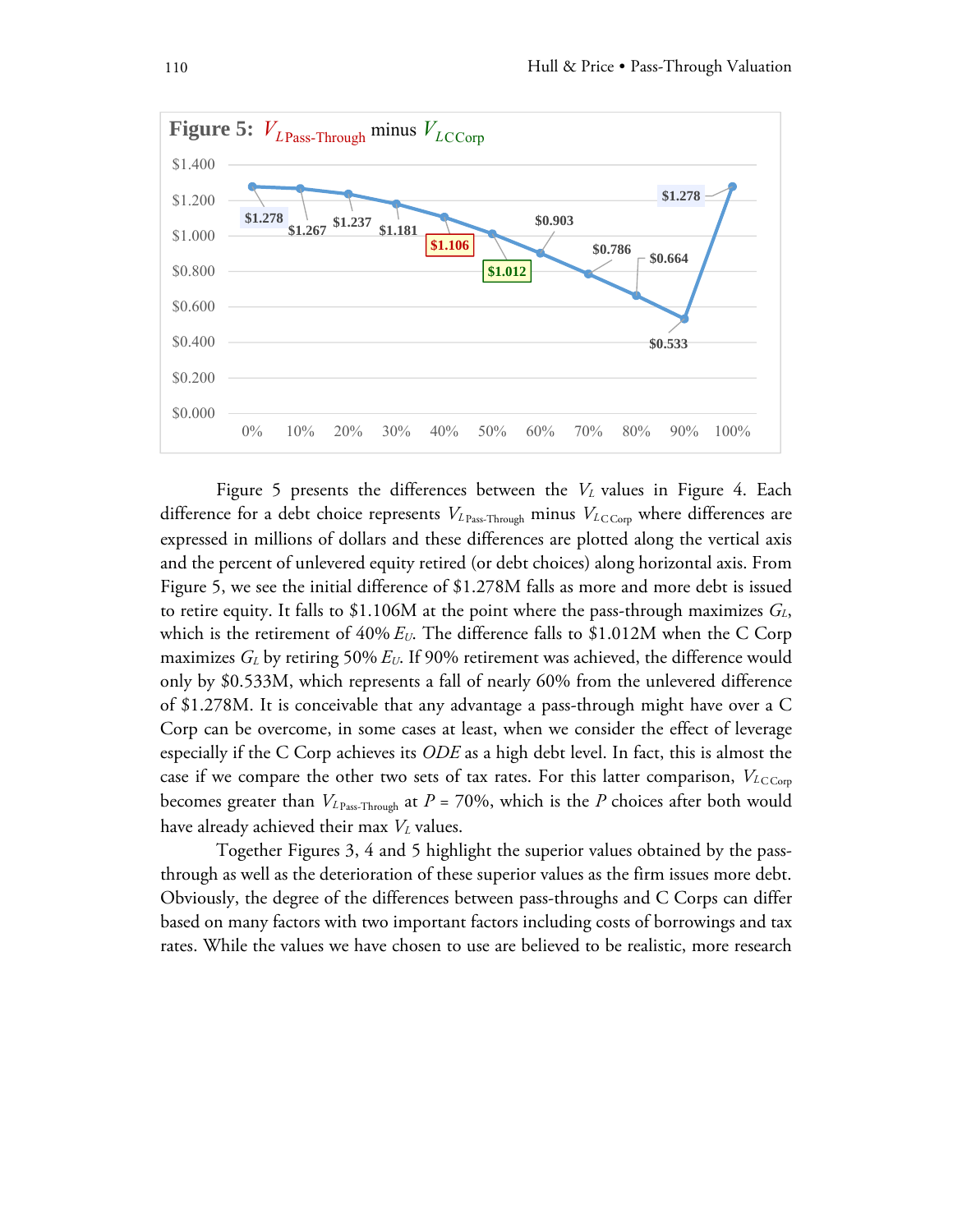**Figure 5:** $V_{L\,\text{Pass-Through}}$ minus $V_{L\,\text{C Corp}}$

| Debt choice | 0% | 10% | 20% | 30% | 40% | 50% | 60% | 70% | 80% | 90% | 100% |
|---|---|---|---|---|---|---|---|---|---|---|---|
| Difference | $1.278 | $1.267 | $1.237 | $1.181 | $1.106 | $1.012 | $0.903 | $0.786 | $0.664 | $0.533 | $1.278 |

Figure 5 presents the differences between the $V_L$ values in Figure 4. Each difference for a debt choice represents $V_{L\,\text{Pass-Through}}$ minus $V_{L\,\text{C Corp}}$ where differences are expressed in millions of dollars and these differences are plotted along the vertical axis and the percent of unlevered equity retired (or debt choices) along horizontal axis. From Figure 5, we see the initial difference of $1.278M falls as more and more debt is issued to retire equity. It falls to $1.106M at the point where the pass-through maximizes $G_L$, which is the retirement of 40% $E_U$. The difference falls to $1.012M when the C Corp maximizes $G_L$ by retiring 50% $E_U$. If 90% retirement was achieved, the difference would only by $0.533M, which represents a fall of nearly 60% from the unlevered difference of $1.278M. It is conceivable that any advantage a pass-through might have over a C Corp can be overcome, in some cases at least, when we consider the effect of leverage especially if the C Corp achieves its *ODE* as a high debt level. In fact, this is almost the case if we compare the other two sets of tax rates. For this latter comparison, $V_{L\,\text{C Corp}}$ becomes greater than $V_{L\,\text{Pass-Through}}$ at $P = 70\%$, which is the $P$ choices after both would have already achieved their max $V_L$ values.

Together Figures 3, 4 and 5 highlight the superior values obtained by the pass-through as well as the deterioration of these superior values as the firm issues more debt. Obviously, the degree of the differences between pass-throughs and C Corps can differ based on many factors with two important factors including costs of borrowings and tax rates. While the values we have chosen to use are believed to be realistic, more research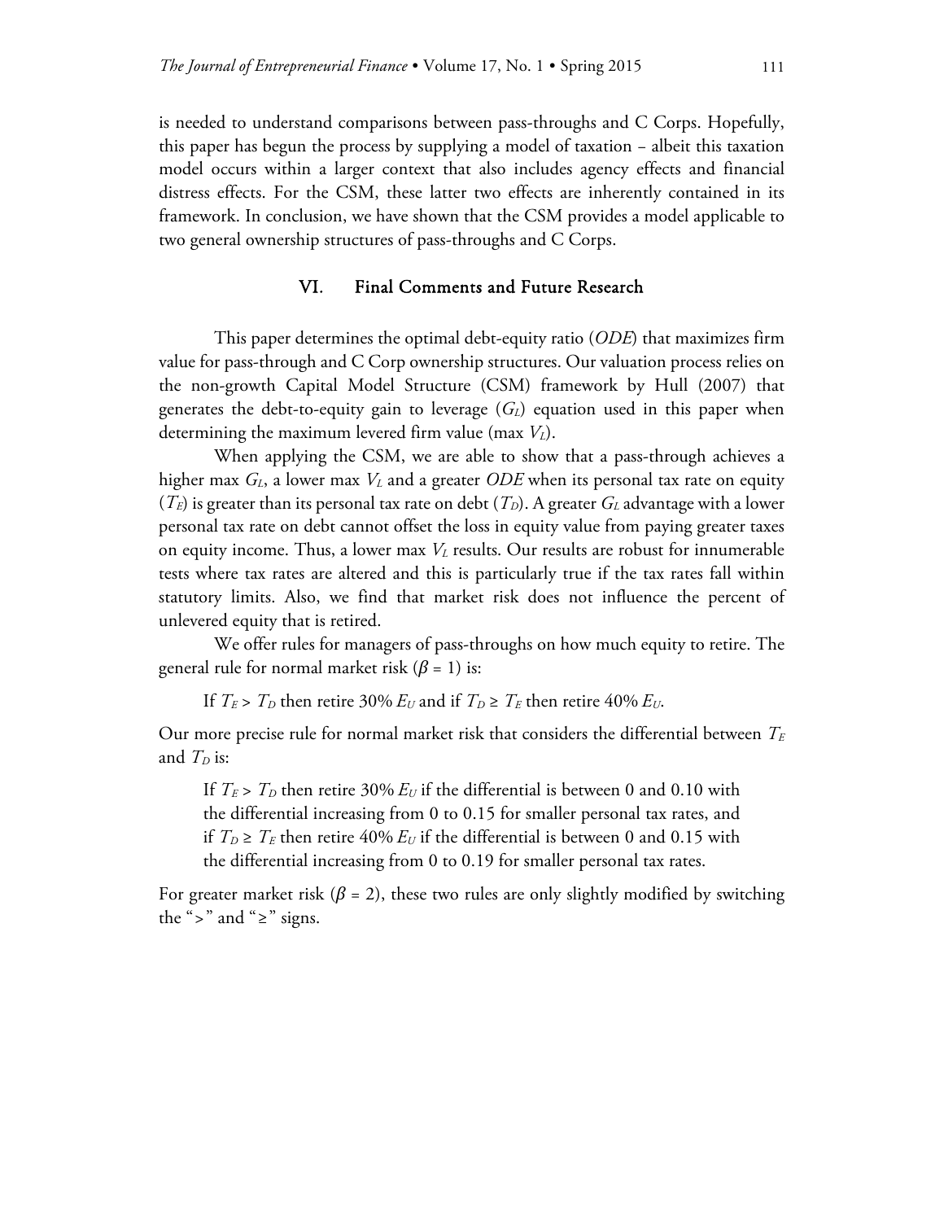is needed to understand comparisons between pass-throughs and C Corps. Hopefully, this paper has begun the process by supplying a model of taxation – albeit this taxation model occurs within a larger context that also includes agency effects and financial distress effects. For the CSM, these latter two effects are inherently contained in its framework. In conclusion, we have shown that the CSM provides a model applicable to two general ownership structures of pass-throughs and C Corps.

## VI. Final Comments and Future Research

This paper determines the optimal debt-equity ratio (*ODE*) that maximizes firm value for pass-through and C Corp ownership structures. Our valuation process relies on the non-growth Capital Model Structure (CSM) framework by Hull (2007) that generates the debt-to-equity gain to leverage ($G_L$) equation used in this paper when determining the maximum levered firm value (max $V_L$).

When applying the CSM, we are able to show that a pass-through achieves a higher max $G_L$, a lower max $V_L$ and a greater *ODE* when its personal tax rate on equity ($T_E$) is greater than its personal tax rate on debt ($T_D$). A greater $G_L$ advantage with a lower personal tax rate on debt cannot offset the loss in equity value from paying greater taxes on equity income. Thus, a lower max $V_L$ results. Our results are robust for innumerable tests where tax rates are altered and this is particularly true if the tax rates fall within statutory limits. Also, we find that market risk does not influence the percent of unlevered equity that is retired.

We offer rules for managers of pass-throughs on how much equity to retire. The general rule for normal market risk ($\beta$ = 1) is:

> If $T_E > T_D$ then retire 30% $E_U$ and if $T_D \geq T_E$ then retire 40% $E_U$.

Our more precise rule for normal market risk that considers the differential between $T_E$ and $T_D$ is:

> If $T_E > T_D$ then retire 30% $E_U$ if the differential is between 0 and 0.10 with the differential increasing from 0 to 0.15 for smaller personal tax rates, and if $T_D \geq T_E$ then retire 40% $E_U$ if the differential is between 0 and 0.15 with the differential increasing from 0 to 0.19 for smaller personal tax rates.

For greater market risk ($\beta$ = 2), these two rules are only slightly modified by switching the ">" and "≥" signs.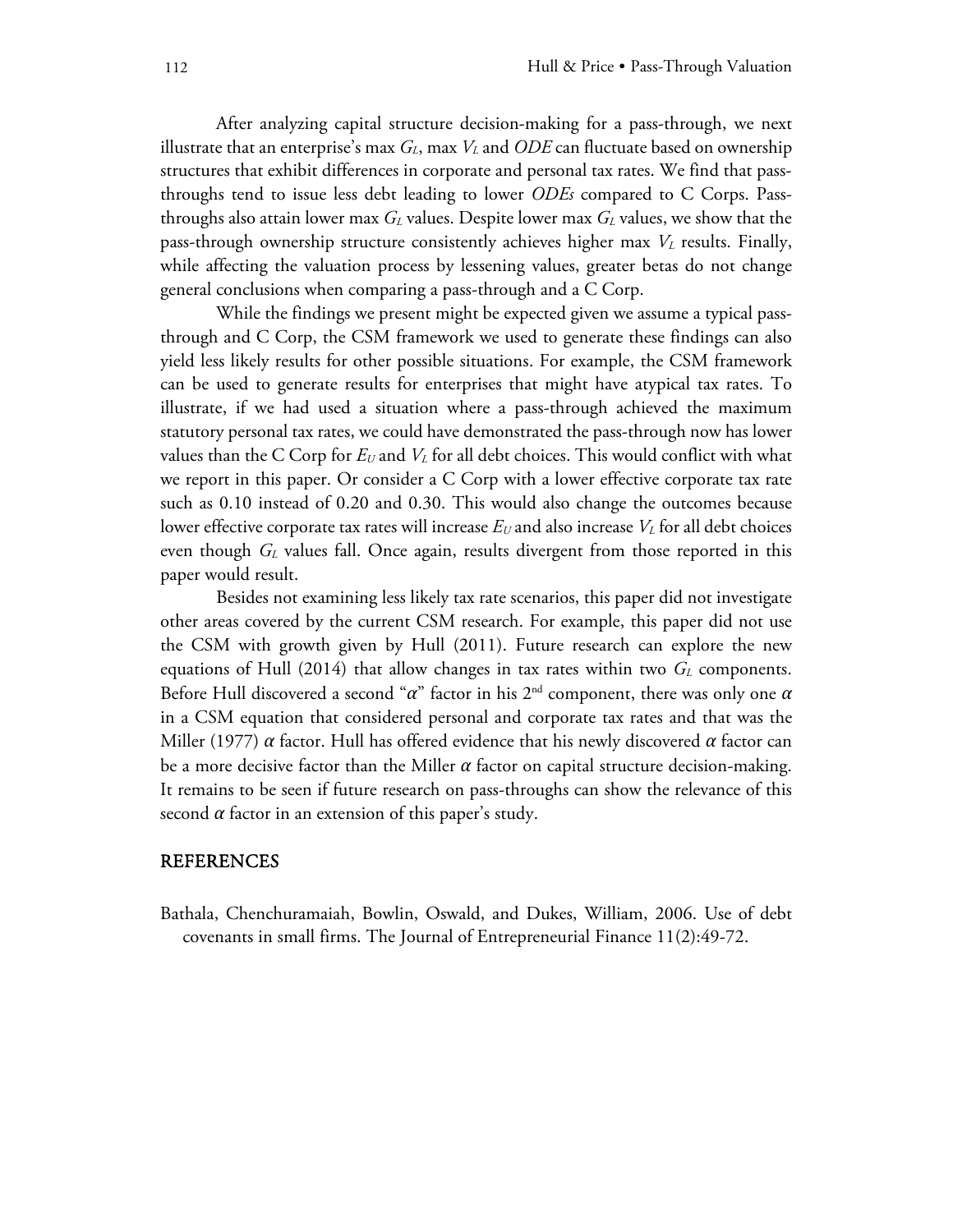After analyzing capital structure decision-making for a pass-through, we next illustrate that an enterprise's max $G_L$, max $V_L$ and *ODE* can fluctuate based on ownership structures that exhibit differences in corporate and personal tax rates. We find that pass-throughs tend to issue less debt leading to lower *ODEs* compared to C Corps. Pass-throughs also attain lower max $G_L$ values. Despite lower max $G_L$ values, we show that the pass-through ownership structure consistently achieves higher max $V_L$ results. Finally, while affecting the valuation process by lessening values, greater betas do not change general conclusions when comparing a pass-through and a C Corp.

While the findings we present might be expected given we assume a typical pass-through and C Corp, the CSM framework we used to generate these findings can also yield less likely results for other possible situations. For example, the CSM framework can be used to generate results for enterprises that might have atypical tax rates. To illustrate, if we had used a situation where a pass-through achieved the maximum statutory personal tax rates, we could have demonstrated the pass-through now has lower values than the C Corp for $E_U$ and $V_L$ for all debt choices. This would conflict with what we report in this paper. Or consider a C Corp with a lower effective corporate tax rate such as 0.10 instead of 0.20 and 0.30. This would also change the outcomes because lower effective corporate tax rates will increase $E_U$ and also increase $V_L$ for all debt choices even though $G_L$ values fall. Once again, results divergent from those reported in this paper would result.

Besides not examining less likely tax rate scenarios, this paper did not investigate other areas covered by the current CSM research. For example, this paper did not use the CSM with growth given by Hull (2011). Future research can explore the new equations of Hull (2014) that allow changes in tax rates within two $G_L$ components. Before Hull discovered a second "$\alpha$" factor in his 2nd component, there was only one $\alpha$ in a CSM equation that considered personal and corporate tax rates and that was the Miller (1977) $\alpha$ factor. Hull has offered evidence that his newly discovered $\alpha$ factor can be a more decisive factor than the Miller $\alpha$ factor on capital structure decision-making. It remains to be seen if future research on pass-throughs can show the relevance of this second $\alpha$ factor in an extension of this paper's study.

## REFERENCES

Bathala, Chenchuramaiah, Bowlin, Oswald, and Dukes, William, 2006. Use of debt covenants in small firms. The Journal of Entrepreneurial Finance 11(2):49-72.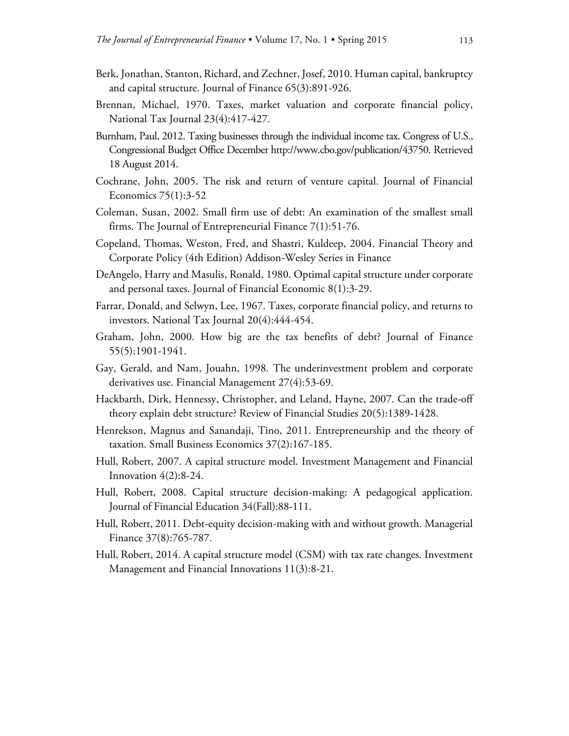Berk, Jonathan, Stanton, Richard, and Zechner, Josef, 2010. Human capital, bankruptcy and capital structure. Journal of Finance 65(3):891-926.

Brennan, Michael, 1970. Taxes, market valuation and corporate financial policy, National Tax Journal 23(4):417-427.

Burnham, Paul, 2012. Taxing businesses through the individual income tax. Congress of U.S., Congressional Budget Office December http://www.cbo.gov/publication/43750. Retrieved 18 August 2014.

Cochrane, John, 2005. The risk and return of venture capital. Journal of Financial Economics 75(1):3-52

Coleman, Susan, 2002. Small firm use of debt: An examination of the smallest small firms. The Journal of Entrepreneurial Finance 7(1):51-76.

Copeland, Thomas, Weston, Fred, and Shastri, Kuldeep, 2004. Financial Theory and Corporate Policy (4th Edition) Addison-Wesley Series in Finance

DeAngelo, Harry and Masulis, Ronald, 1980. Optimal capital structure under corporate and personal taxes. Journal of Financial Economic 8(1):3-29.

Farrar, Donald, and Selwyn, Lee, 1967. Taxes, corporate financial policy, and returns to investors. National Tax Journal 20(4):444-454.

Graham, John, 2000. How big are the tax benefits of debt? Journal of Finance 55(5):1901-1941.

Gay, Gerald, and Nam, Jouahn, 1998. The underinvestment problem and corporate derivatives use. Financial Management 27(4):53-69.

Hackbarth, Dirk, Hennessy, Christopher, and Leland, Hayne, 2007. Can the trade-off theory explain debt structure? Review of Financial Studies 20(5):1389-1428.

Henrekson, Magnus and Sanandaji, Tino, 2011. Entrepreneurship and the theory of taxation. Small Business Economics 37(2):167-185.

Hull, Robert, 2007. A capital structure model. Investment Management and Financial Innovation 4(2):8-24.

Hull, Robert, 2008. Capital structure decision-making: A pedagogical application. Journal of Financial Education 34(Fall):88-111.

Hull, Robert, 2011. Debt-equity decision-making with and without growth. Managerial Finance 37(8):765-787.

Hull, Robert, 2014. A capital structure model (CSM) with tax rate changes. Investment Management and Financial Innovations 11(3):8-21.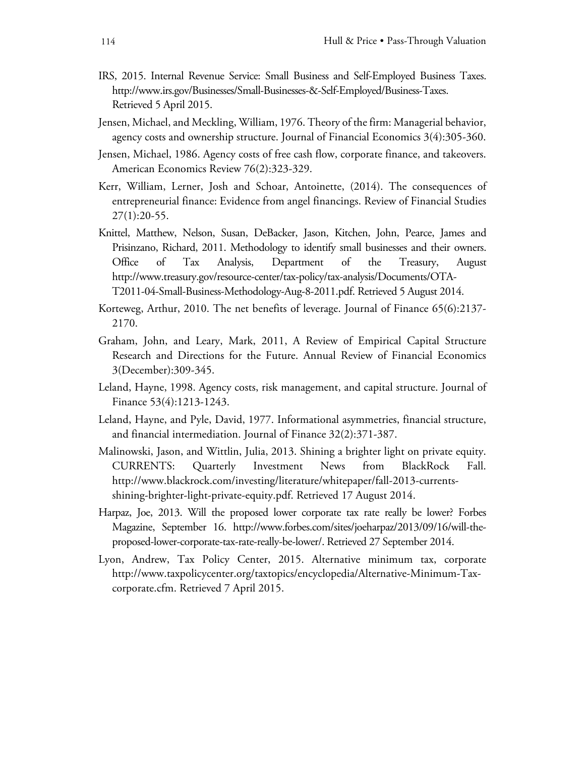IRS, 2015. Internal Revenue Service: Small Business and Self-Employed Business Taxes. http://www.irs.gov/Businesses/Small-Businesses-&-Self-Employed/Business-Taxes. Retrieved 5 April 2015.

Jensen, Michael, and Meckling, William, 1976. Theory of the firm: Managerial behavior, agency costs and ownership structure. Journal of Financial Economics 3(4):305-360.

Jensen, Michael, 1986. Agency costs of free cash flow, corporate finance, and takeovers. American Economics Review 76(2):323-329.

Kerr, William, Lerner, Josh and Schoar, Antoinette, (2014). The consequences of entrepreneurial finance: Evidence from angel financings. Review of Financial Studies 27(1):20-55.

Knittel, Matthew, Nelson, Susan, DeBacker, Jason, Kitchen, John, Pearce, James and Prisinzano, Richard, 2011. Methodology to identify small businesses and their owners. Office of Tax Analysis, Department of the Treasury, August http://www.treasury.gov/resource-center/tax-policy/tax-analysis/Documents/OTA-T2011-04-Small-Business-Methodology-Aug-8-2011.pdf. Retrieved 5 August 2014.

Korteweg, Arthur, 2010. The net benefits of leverage. Journal of Finance 65(6):2137-2170.

Graham, John, and Leary, Mark, 2011, A Review of Empirical Capital Structure Research and Directions for the Future. Annual Review of Financial Economics 3(December):309-345.

Leland, Hayne, 1998. Agency costs, risk management, and capital structure. Journal of Finance 53(4):1213-1243.

Leland, Hayne, and Pyle, David, 1977. Informational asymmetries, financial structure, and financial intermediation. Journal of Finance 32(2):371-387.

Malinowski, Jason, and Wittlin, Julia, 2013. Shining a brighter light on private equity. CURRENTS: Quarterly Investment News from BlackRock Fall. http://www.blackrock.com/investing/literature/whitepaper/fall-2013-currents-shining-brighter-light-private-equity.pdf. Retrieved 17 August 2014.

Harpaz, Joe, 2013. Will the proposed lower corporate tax rate really be lower? Forbes Magazine, September 16. http://www.forbes.com/sites/joeharpaz/2013/09/16/will-the-proposed-lower-corporate-tax-rate-really-be-lower/. Retrieved 27 September 2014.

Lyon, Andrew, Tax Policy Center, 2015. Alternative minimum tax, corporate http://www.taxpolicycenter.org/taxtopics/encyclopedia/Alternative-Minimum-Tax-corporate.cfm. Retrieved 7 April 2015.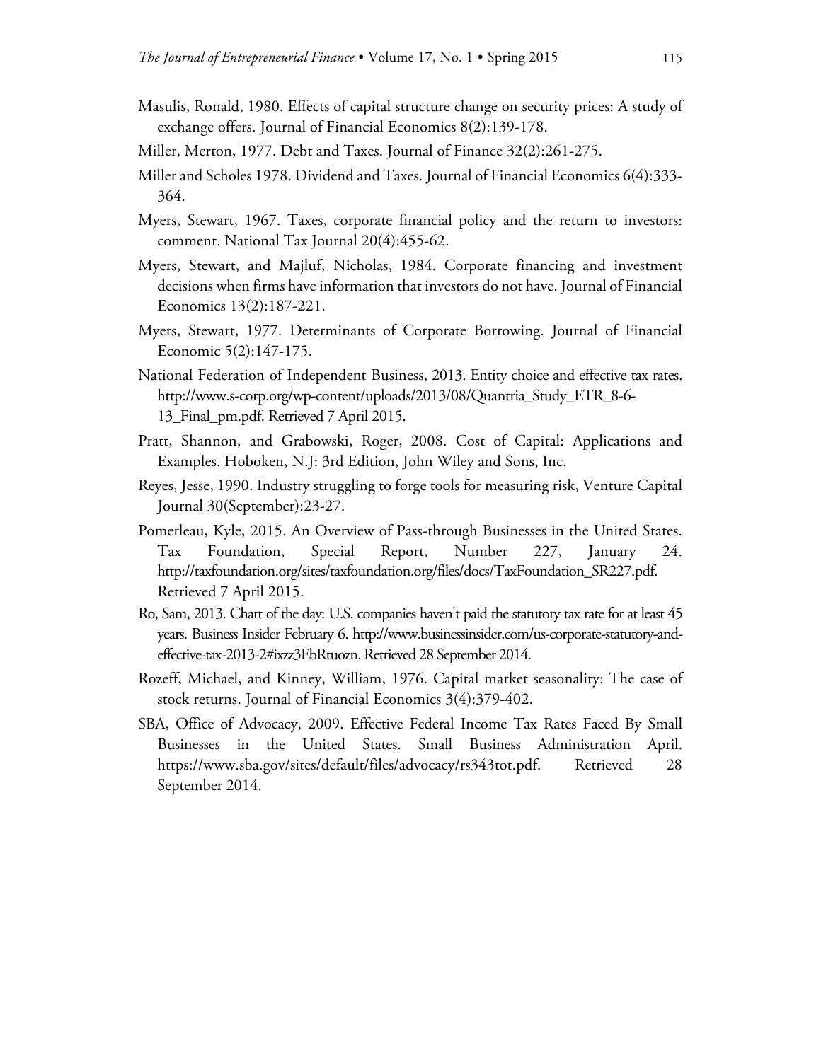Masulis, Ronald, 1980. Effects of capital structure change on security prices: A study of exchange offers. Journal of Financial Economics 8(2):139-178.

Miller, Merton, 1977. Debt and Taxes. Journal of Finance 32(2):261-275.

Miller and Scholes 1978. Dividend and Taxes. Journal of Financial Economics 6(4):333-364.

Myers, Stewart, 1967. Taxes, corporate financial policy and the return to investors: comment. National Tax Journal 20(4):455-62.

Myers, Stewart, and Majluf, Nicholas, 1984. Corporate financing and investment decisions when firms have information that investors do not have. Journal of Financial Economics 13(2):187-221.

Myers, Stewart, 1977. Determinants of Corporate Borrowing. Journal of Financial Economic 5(2):147-175.

National Federation of Independent Business, 2013. Entity choice and effective tax rates. http://www.s-corp.org/wp-content/uploads/2013/08/Quantria_Study_ETR_8-6-13_Final_pm.pdf. Retrieved 7 April 2015.

Pratt, Shannon, and Grabowski, Roger, 2008. Cost of Capital: Applications and Examples. Hoboken, N.J: 3rd Edition, John Wiley and Sons, Inc.

Reyes, Jesse, 1990. Industry struggling to forge tools for measuring risk, Venture Capital Journal 30(September):23-27.

Pomerleau, Kyle, 2015. An Overview of Pass-through Businesses in the United States. Tax Foundation, Special Report, Number 227, January 24. http://taxfoundation.org/sites/taxfoundation.org/files/docs/TaxFoundation_SR227.pdf. Retrieved 7 April 2015.

Ro, Sam, 2013. Chart of the day: U.S. companies haven't paid the statutory tax rate for at least 45 years. Business Insider February 6. http://www.businessinsider.com/us-corporate-statutory-and-effective-tax-2013-2#ixzz3EbRtuozn. Retrieved 28 September 2014.

Rozeff, Michael, and Kinney, William, 1976. Capital market seasonality: The case of stock returns. Journal of Financial Economics 3(4):379-402.

SBA, Office of Advocacy, 2009. Effective Federal Income Tax Rates Faced By Small Businesses in the United States. Small Business Administration April. https://www.sba.gov/sites/default/files/advocacy/rs343tot.pdf. Retrieved 28 September 2014.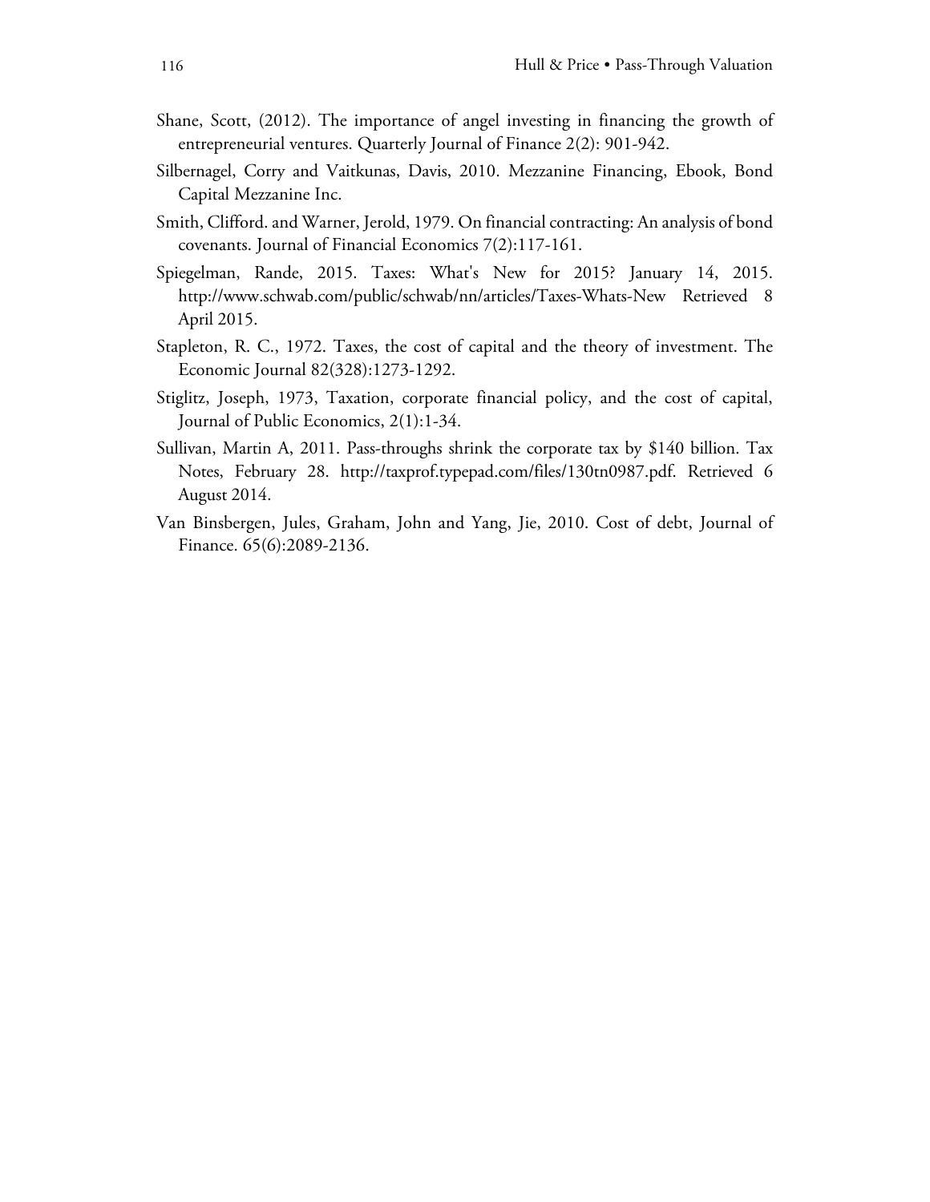Shane, Scott, (2012). The importance of angel investing in financing the growth of entrepreneurial ventures. Quarterly Journal of Finance 2(2): 901-942.

Silbernagel, Corry and Vaitkunas, Davis, 2010. Mezzanine Financing, Ebook, Bond Capital Mezzanine Inc.

Smith, Clifford. and Warner, Jerold, 1979. On financial contracting: An analysis of bond covenants. Journal of Financial Economics 7(2):117-161.

Spiegelman, Rande, 2015. Taxes: What's New for 2015? January 14, 2015. http://www.schwab.com/public/schwab/nn/articles/Taxes-Whats-New Retrieved 8 April 2015.

Stapleton, R. C., 1972. Taxes, the cost of capital and the theory of investment. The Economic Journal 82(328):1273-1292.

Stiglitz, Joseph, 1973, Taxation, corporate financial policy, and the cost of capital, Journal of Public Economics, 2(1):1-34.

Sullivan, Martin A, 2011. Pass-throughs shrink the corporate tax by $140 billion. Tax Notes, February 28. http://taxprof.typepad.com/files/130tn0987.pdf. Retrieved 6 August 2014.

Van Binsbergen, Jules, Graham, John and Yang, Jie, 2010. Cost of debt, Journal of Finance. 65(6):2089-2136.